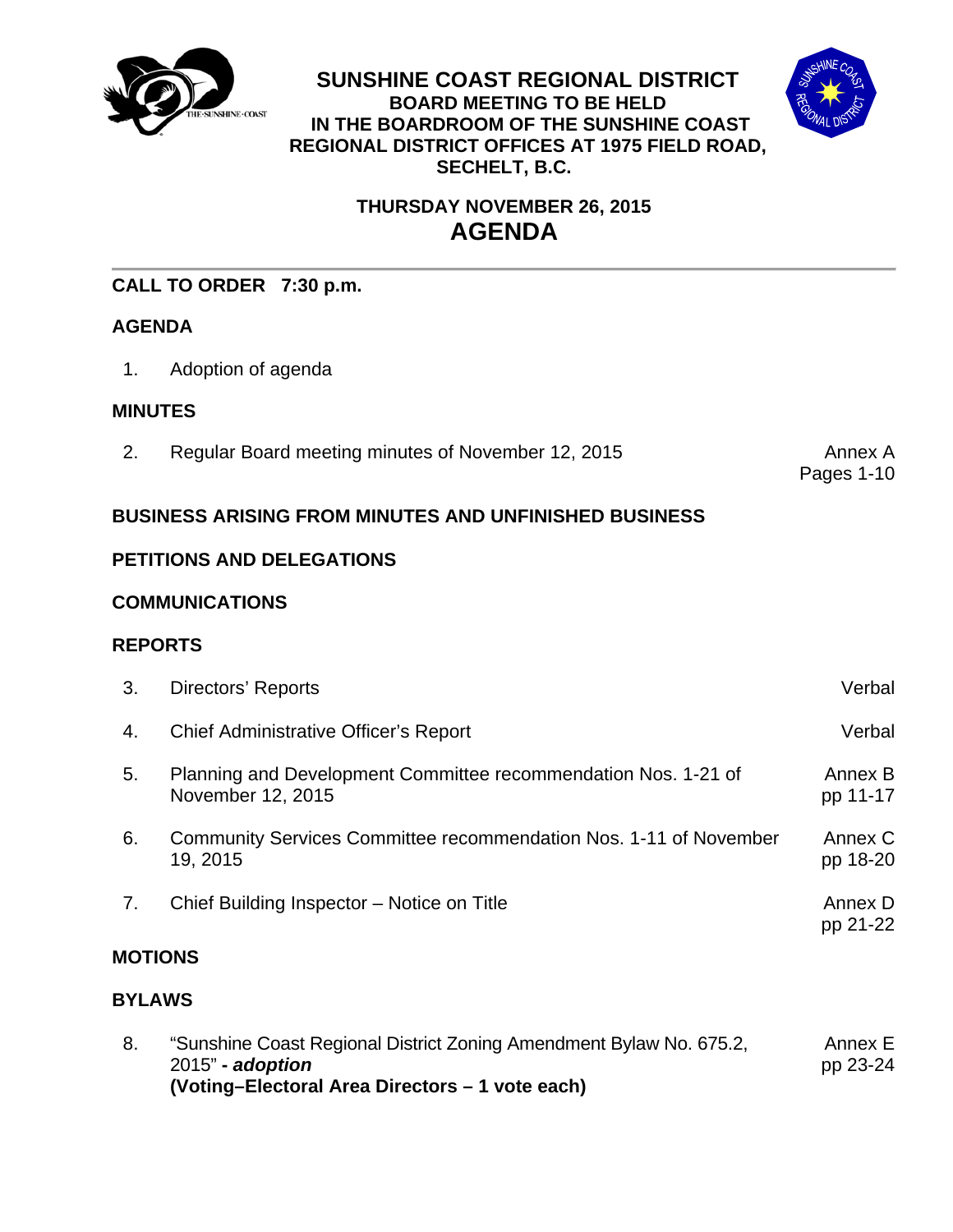# SUNSHINE COAST REGIONAL DISTRICT

**BOARD MEETING TO BE HELD IN THE BOARDROOM OF THE SUNSHINE COAST REGIONAL DISTRICT OFFICES AT 1975 FIELD ROAD, SECHELT, B.C.**

**THURSDAY NOVEMBER 26, 2015**

## AGENDA

---

**CALL TO ORDER 7:30 p.m.**

**AGENDA**

| | | |
|---|---|---|
| 1. | Adoption of agenda | |

**MINUTES**

| | | |
|---|---|---|
| 2. | Regular Board meeting minutes of November 12, 2015 | Annex A Pages 1-10 |

**BUSINESS ARISING FROM MINUTES AND UNFINISHED BUSINESS**

**PETITIONS AND DELEGATIONS**

**COMMUNICATIONS**

**REPORTS**

| | | |
|---|---|---|
| 3. | Directors' Reports | Verbal |
| 4. | Chief Administrative Officer's Report | Verbal |
| 5. | Planning and Development Committee recommendation Nos. 1-21 of November 12, 2015 | Annex B pp 11-17 |
| 6. | Community Services Committee recommendation Nos. 1-11 of November 19, 2015 | Annex C pp 18-20 |
| 7. | Chief Building Inspector – Notice on Title | Annex D pp 21-22 |

**MOTIONS**

**BYLAWS**

| | | |
|---|---|---|
| 8. | "Sunshine Coast Regional District Zoning Amendment Bylaw No. 675.2, 2015" **- *adoption*** **(Voting–Electoral Area Directors – 1 vote each)** | Annex E pp 23-24 |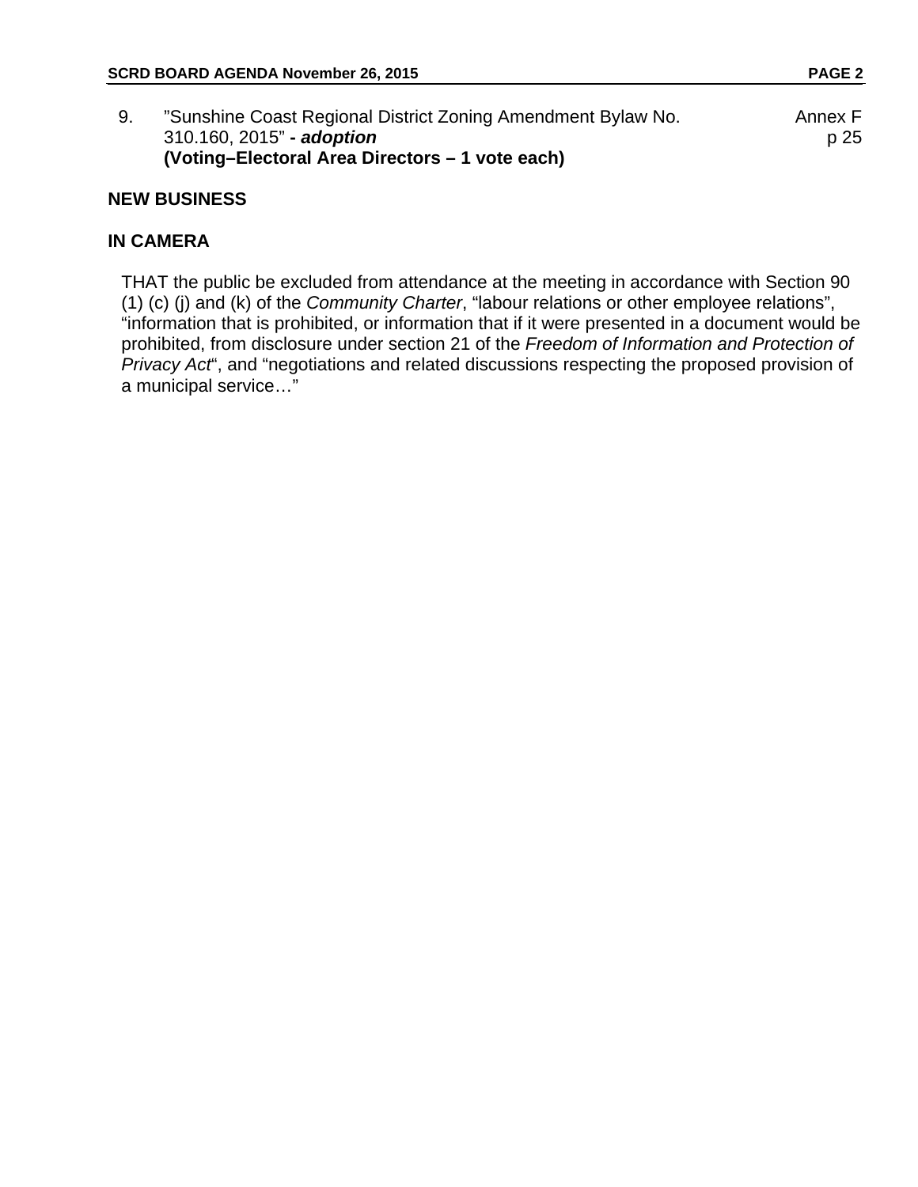9. "Sunshine Coast Regional District Zoning Amendment Bylaw No. 310.160, 2015" ***- adoption*** Annex F p 25
**(Voting–Electoral Area Directors – 1 vote each)**

## NEW BUSINESS

## IN CAMERA

THAT the public be excluded from attendance at the meeting in accordance with Section 90 (1) (c) (j) and (k) of the *Community Charter*, "labour relations or other employee relations", "information that is prohibited, or information that if it were presented in a document would be prohibited, from disclosure under section 21 of the *Freedom of Information and Protection of Privacy Act*", and "negotiations and related discussions respecting the proposed provision of a municipal service…"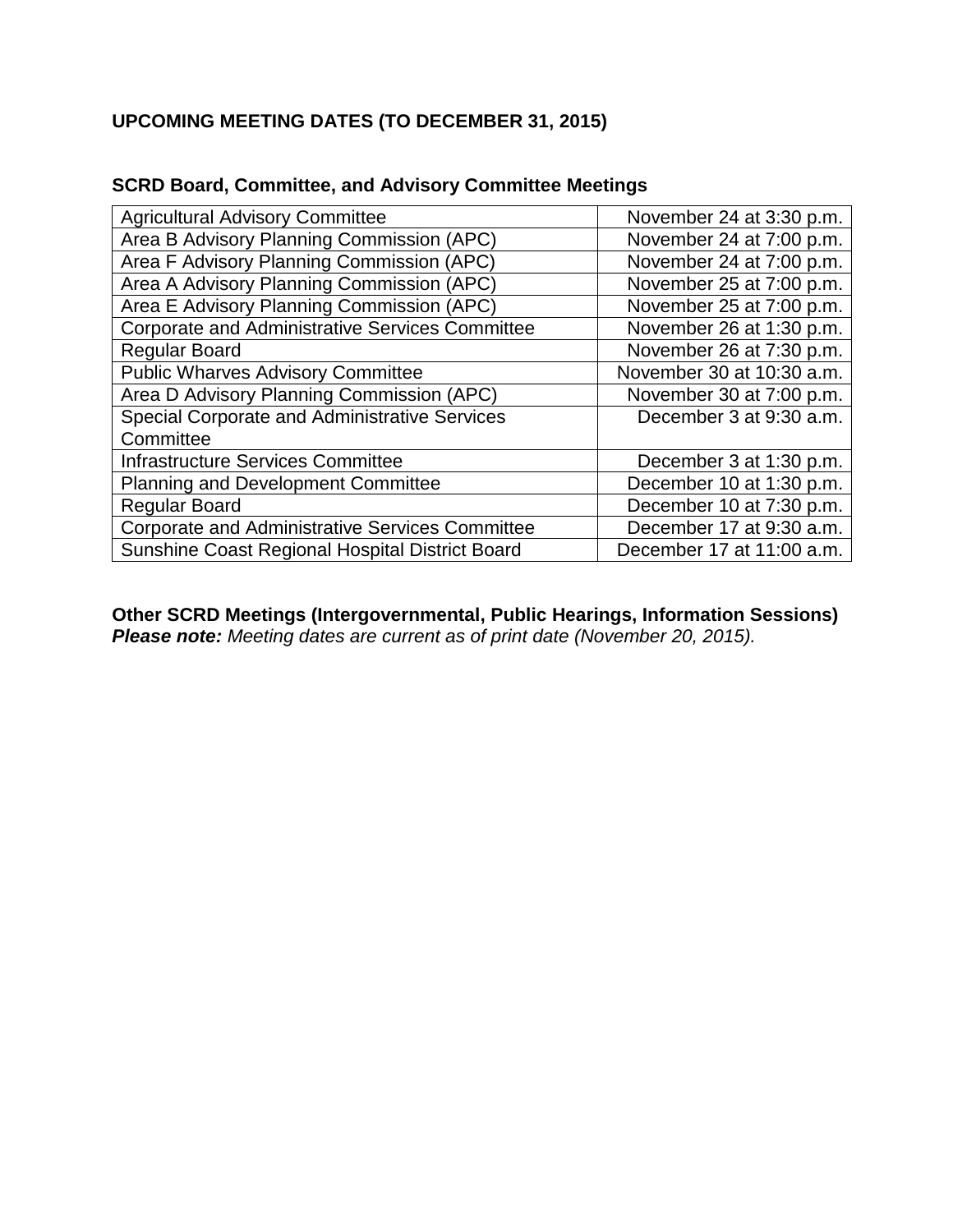## UPCOMING MEETING DATES (TO DECEMBER 31, 2015)

### SCRD Board, Committee, and Advisory Committee Meetings

| Meeting | Date |
|---|---|
| Agricultural Advisory Committee | November 24 at 3:30 p.m. |
| Area B Advisory Planning Commission (APC) | November 24 at 7:00 p.m. |
| Area F Advisory Planning Commission (APC) | November 24 at 7:00 p.m. |
| Area A Advisory Planning Commission (APC) | November 25 at 7:00 p.m. |
| Area E Advisory Planning Commission (APC) | November 25 at 7:00 p.m. |
| Corporate and Administrative Services Committee | November 26 at 1:30 p.m. |
| Regular Board | November 26 at 7:30 p.m. |
| Public Wharves Advisory Committee | November 30 at 10:30 a.m. |
| Area D Advisory Planning Commission (APC) | November 30 at 7:00 p.m. |
| Special Corporate and Administrative Services Committee | December 3 at 9:30 a.m. |
| Infrastructure Services Committee | December 3 at 1:30 p.m. |
| Planning and Development Committee | December 10 at 1:30 p.m. |
| Regular Board | December 10 at 7:30 p.m. |
| Corporate and Administrative Services Committee | December 17 at 9:30 a.m. |
| Sunshine Coast Regional Hospital District Board | December 17 at 11:00 a.m. |

### Other SCRD Meetings (Intergovernmental, Public Hearings, Information Sessions)

***Please note:*** *Meeting dates are current as of print date (November 20, 2015).*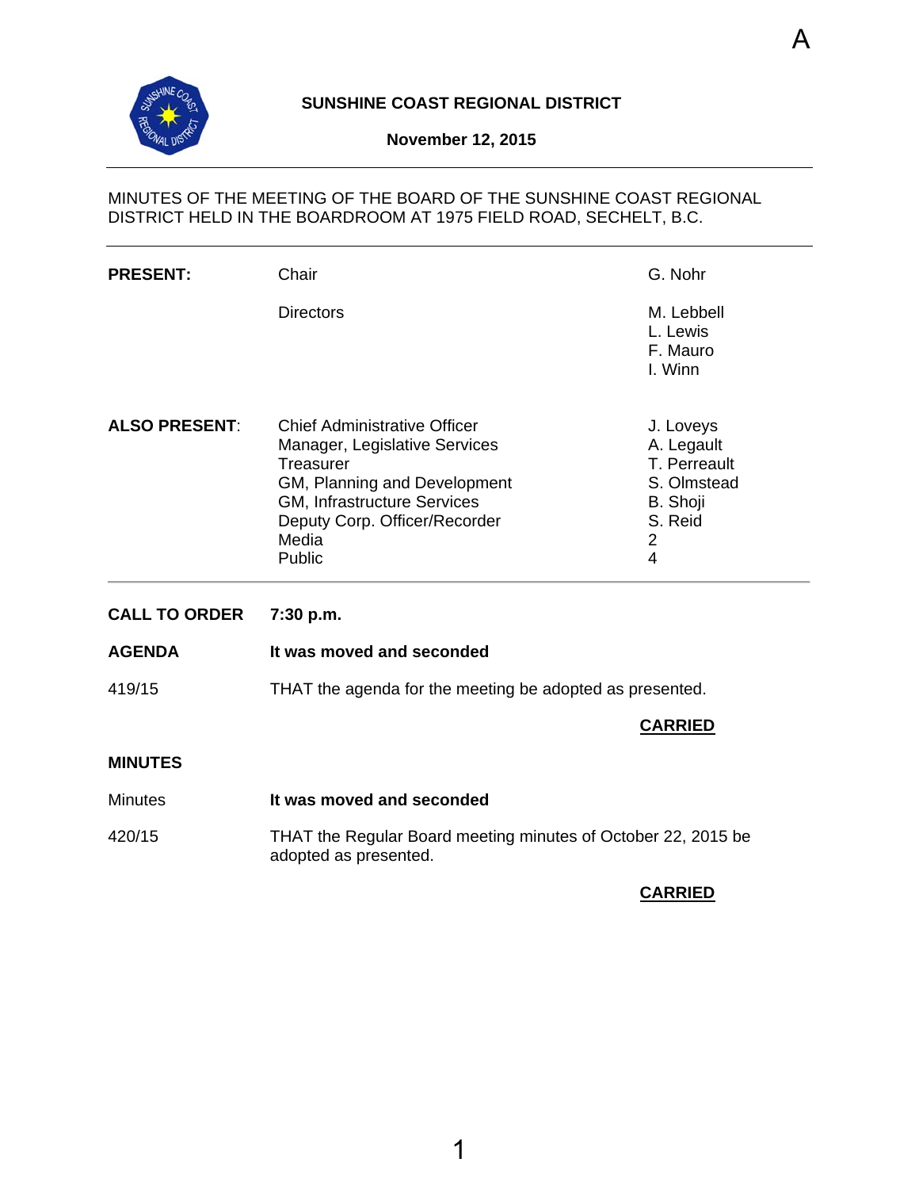A

**SUNSHINE COAST REGIONAL DISTRICT**

**November 12, 2015**

MINUTES OF THE MEETING OF THE BOARD OF THE SUNSHINE COAST REGIONAL DISTRICT HELD IN THE BOARDROOM AT 1975 FIELD ROAD, SECHELT, B.C.

| | | |
|---|---|---|
| **PRESENT:** | Chair | G. Nohr |
| | Directors | M. Lebbell<br>L. Lewis<br>F. Mauro<br>I. Winn |
| **ALSO PRESENT**: | Chief Administrative Officer | J. Loveys |
| | Manager, Legislative Services | A. Legault |
| | Treasurer | T. Perreault |
| | GM, Planning and Development | S. Olmstead |
| | GM, Infrastructure Services | B. Shoji |
| | Deputy Corp. Officer/Recorder | S. Reid |
| | Media | 2 |
| | Public | 4 |

**CALL TO ORDER** **7:30 p.m.**

**AGENDA** **It was moved and seconded**

419/15 THAT the agenda for the meeting be adopted as presented.

**CARRIED**

**MINUTES**

Minutes **It was moved and seconded**

420/15 THAT the Regular Board meeting minutes of October 22, 2015 be adopted as presented.

**CARRIED**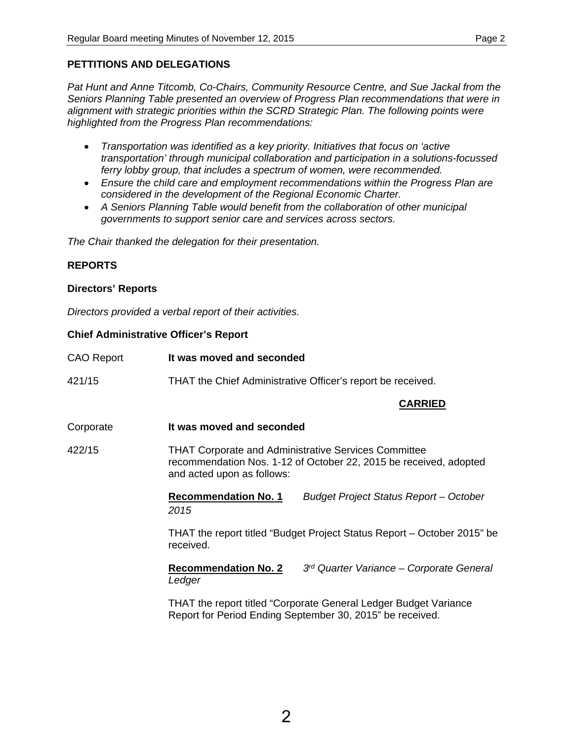**PETTITIONS AND DELEGATIONS**

*Pat Hunt and Anne Titcomb, Co-Chairs, Community Resource Centre, and Sue Jackal from the Seniors Planning Table presented an overview of Progress Plan recommendations that were in alignment with strategic priorities within the SCRD Strategic Plan. The following points were highlighted from the Progress Plan recommendations:*

- *Transportation was identified as a key priority. Initiatives that focus on 'active transportation' through municipal collaboration and participation in a solutions-focussed ferry lobby group, that includes a spectrum of women, were recommended.*
- *Ensure the child care and employment recommendations within the Progress Plan are considered in the development of the Regional Economic Charter.*
- *A Seniors Planning Table would benefit from the collaboration of other municipal governments to support senior care and services across sectors.*

*The Chair thanked the delegation for their presentation.*

**REPORTS**

**Directors' Reports**

*Directors provided a verbal report of their activities.*

**Chief Administrative Officer's Report**

CAO Report — **It was moved and seconded**

421/15 — THAT the Chief Administrative Officer's report be received.

**CARRIED**

Corporate — **It was moved and seconded**

422/15 — THAT Corporate and Administrative Services Committee recommendation Nos. 1-12 of October 22, 2015 be received, adopted and acted upon as follows:

**Recommendation No. 1** *Budget Project Status Report – October 2015*

THAT the report titled "Budget Project Status Report – October 2015" be received.

**Recommendation No. 2** *3rd Quarter Variance – Corporate General Ledger*

THAT the report titled "Corporate General Ledger Budget Variance Report for Period Ending September 30, 2015" be received.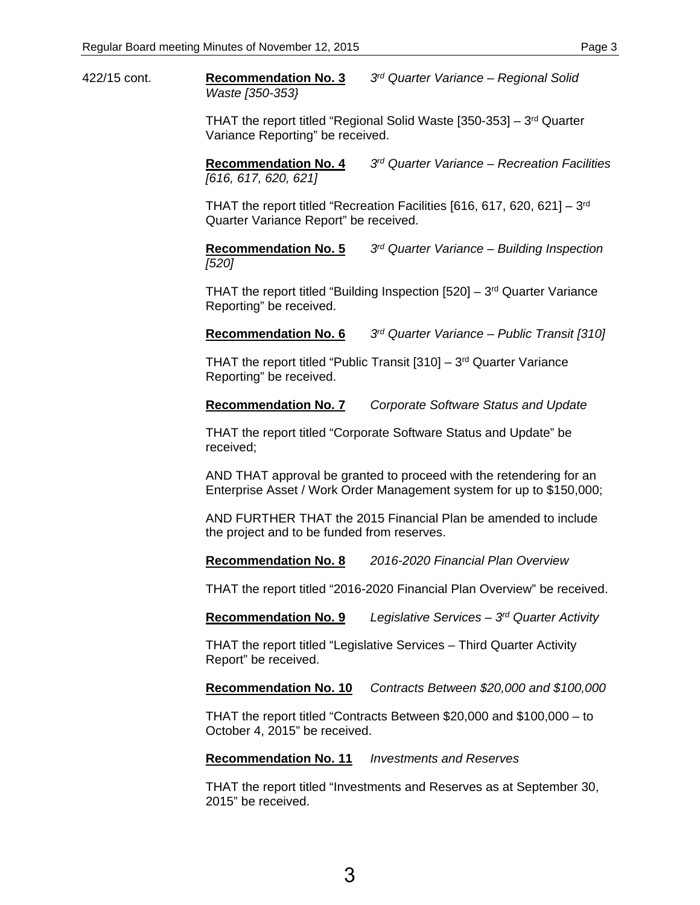422/15 cont.

**Recommendation No. 3** *3rd Quarter Variance – Regional Solid Waste [350-353}*

THAT the report titled "Regional Solid Waste [350-353] – 3rd Quarter Variance Reporting" be received.

**Recommendation No. 4** *3rd Quarter Variance – Recreation Facilities [616, 617, 620, 621]*

THAT the report titled "Recreation Facilities [616, 617, 620, 621] – 3rd Quarter Variance Report" be received.

**Recommendation No. 5** *3rd Quarter Variance – Building Inspection [520]*

THAT the report titled "Building Inspection [520] – 3rd Quarter Variance Reporting" be received.

**Recommendation No. 6** *3rd Quarter Variance – Public Transit [310]*

THAT the report titled "Public Transit [310] – 3rd Quarter Variance Reporting" be received.

**Recommendation No. 7** *Corporate Software Status and Update*

THAT the report titled "Corporate Software Status and Update" be received;

AND THAT approval be granted to proceed with the retendering for an Enterprise Asset / Work Order Management system for up to $150,000;

AND FURTHER THAT the 2015 Financial Plan be amended to include the project and to be funded from reserves.

**Recommendation No. 8** *2016-2020 Financial Plan Overview*

THAT the report titled "2016-2020 Financial Plan Overview" be received.

**Recommendation No. 9** *Legislative Services – 3rd Quarter Activity*

THAT the report titled "Legislative Services – Third Quarter Activity Report" be received.

**Recommendation No. 10** *Contracts Between $20,000 and $100,000*

THAT the report titled "Contracts Between $20,000 and $100,000 – to October 4, 2015" be received.

**Recommendation No. 11** *Investments and Reserves*

THAT the report titled "Investments and Reserves as at September 30, 2015" be received.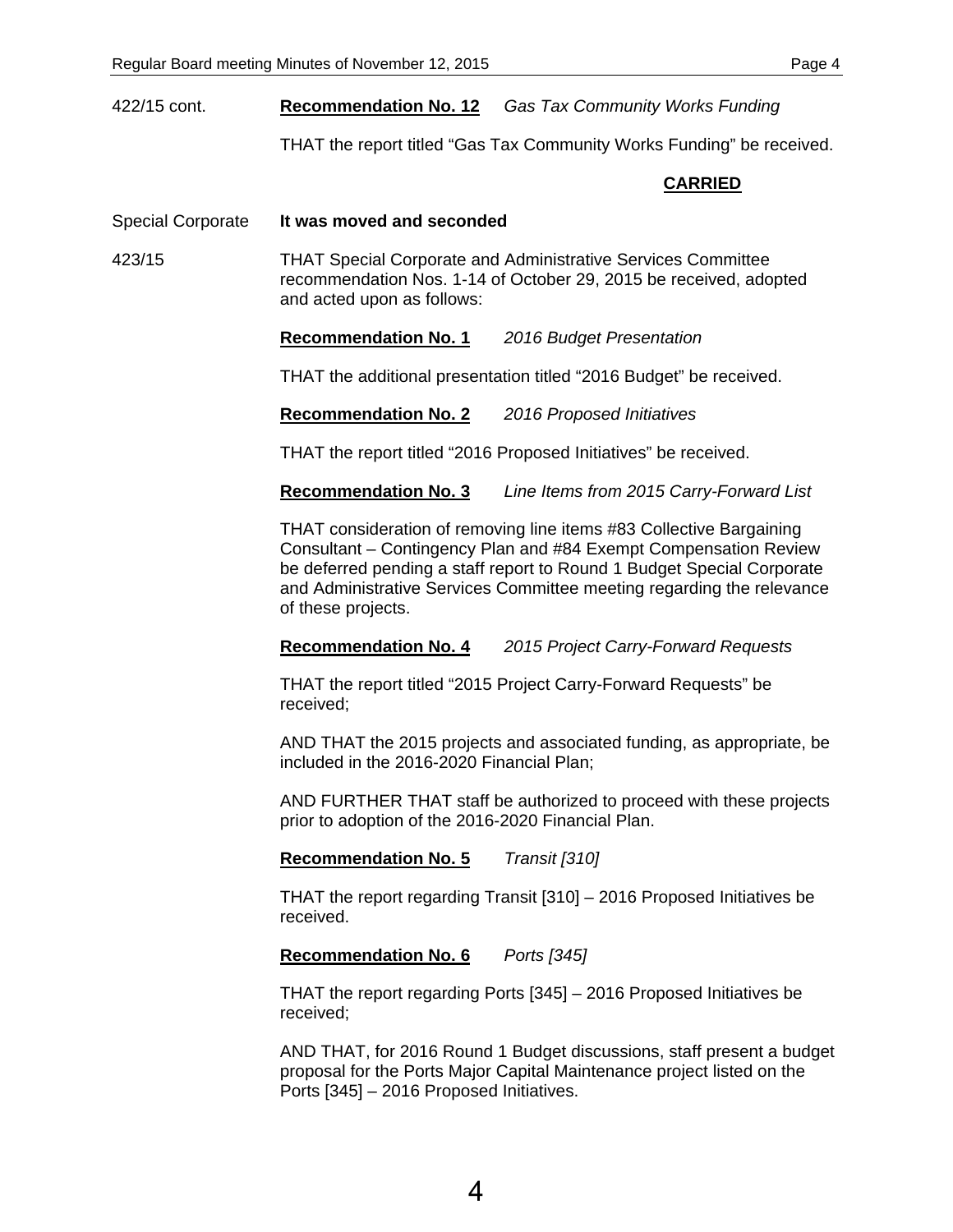422/15 cont. **Recommendation No. 12** *Gas Tax Community Works Funding*

THAT the report titled "Gas Tax Community Works Funding" be received.

**CARRIED**

Special Corporate **It was moved and seconded**

423/15 THAT Special Corporate and Administrative Services Committee recommendation Nos. 1-14 of October 29, 2015 be received, adopted and acted upon as follows:

**Recommendation No. 1** *2016 Budget Presentation*

THAT the additional presentation titled "2016 Budget" be received.

**Recommendation No. 2** *2016 Proposed Initiatives*

THAT the report titled "2016 Proposed Initiatives" be received.

**Recommendation No. 3** *Line Items from 2015 Carry-Forward List*

THAT consideration of removing line items #83 Collective Bargaining Consultant – Contingency Plan and #84 Exempt Compensation Review be deferred pending a staff report to Round 1 Budget Special Corporate and Administrative Services Committee meeting regarding the relevance of these projects.

**Recommendation No. 4** *2015 Project Carry-Forward Requests*

THAT the report titled "2015 Project Carry-Forward Requests" be received;

AND THAT the 2015 projects and associated funding, as appropriate, be included in the 2016-2020 Financial Plan;

AND FURTHER THAT staff be authorized to proceed with these projects prior to adoption of the 2016-2020 Financial Plan.

**Recommendation No. 5** *Transit [310]*

THAT the report regarding Transit [310] – 2016 Proposed Initiatives be received.

**Recommendation No. 6** *Ports [345]*

THAT the report regarding Ports [345] – 2016 Proposed Initiatives be received;

AND THAT, for 2016 Round 1 Budget discussions, staff present a budget proposal for the Ports Major Capital Maintenance project listed on the Ports [345] – 2016 Proposed Initiatives.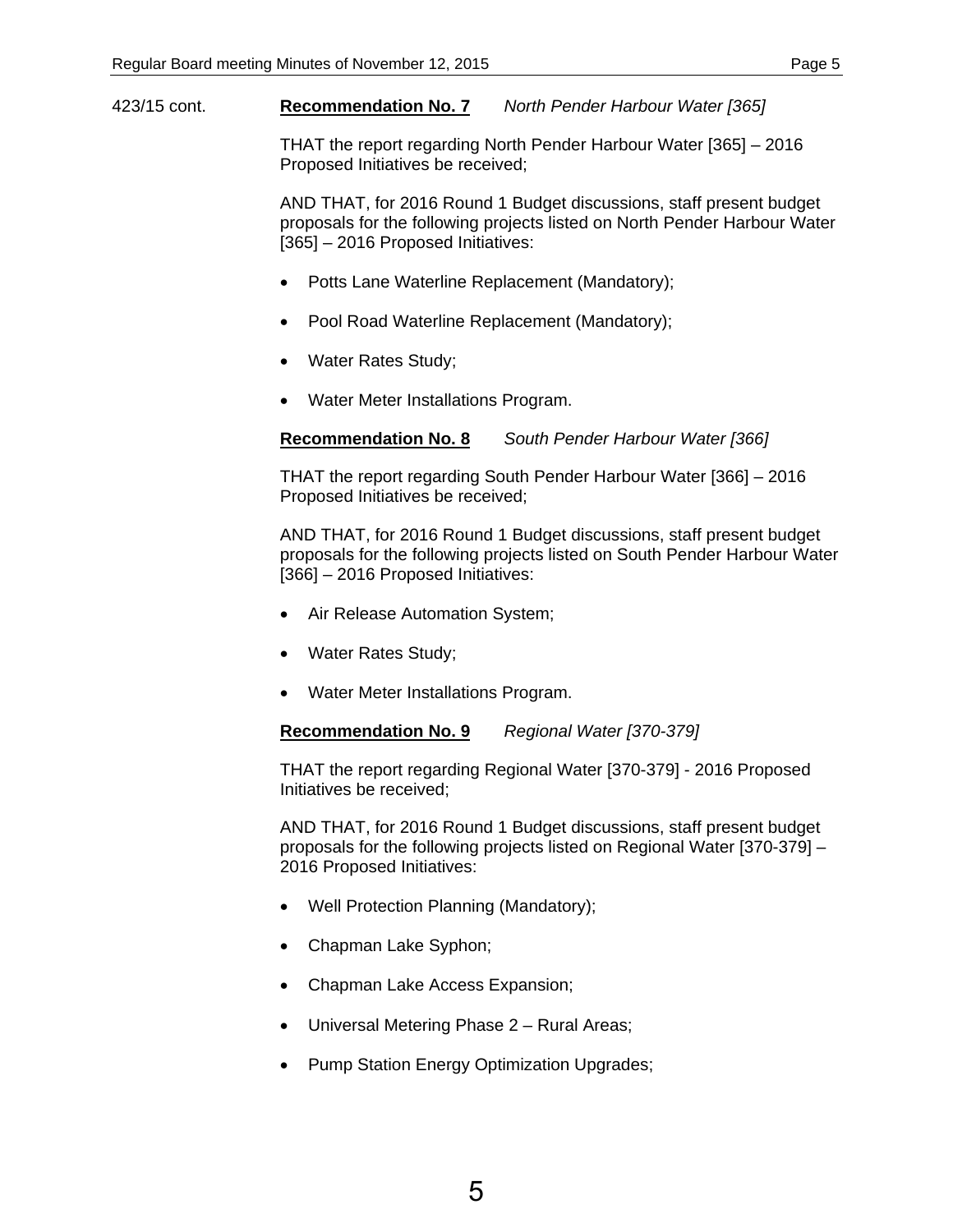423/15 cont.

**Recommendation No. 7** *North Pender Harbour Water [365]*

THAT the report regarding North Pender Harbour Water [365] – 2016 Proposed Initiatives be received;

AND THAT, for 2016 Round 1 Budget discussions, staff present budget proposals for the following projects listed on North Pender Harbour Water [365] – 2016 Proposed Initiatives:

- Potts Lane Waterline Replacement (Mandatory);
- Pool Road Waterline Replacement (Mandatory);
- Water Rates Study;
- Water Meter Installations Program.

**Recommendation No. 8** *South Pender Harbour Water [366]*

THAT the report regarding South Pender Harbour Water [366] – 2016 Proposed Initiatives be received;

AND THAT, for 2016 Round 1 Budget discussions, staff present budget proposals for the following projects listed on South Pender Harbour Water [366] – 2016 Proposed Initiatives:

- Air Release Automation System;
- Water Rates Study;
- Water Meter Installations Program.

**Recommendation No. 9** *Regional Water [370-379]*

THAT the report regarding Regional Water [370-379] - 2016 Proposed Initiatives be received;

AND THAT, for 2016 Round 1 Budget discussions, staff present budget proposals for the following projects listed on Regional Water [370-379] – 2016 Proposed Initiatives:

- Well Protection Planning (Mandatory);
- Chapman Lake Syphon;
- Chapman Lake Access Expansion;
- Universal Metering Phase 2 – Rural Areas;
- Pump Station Energy Optimization Upgrades;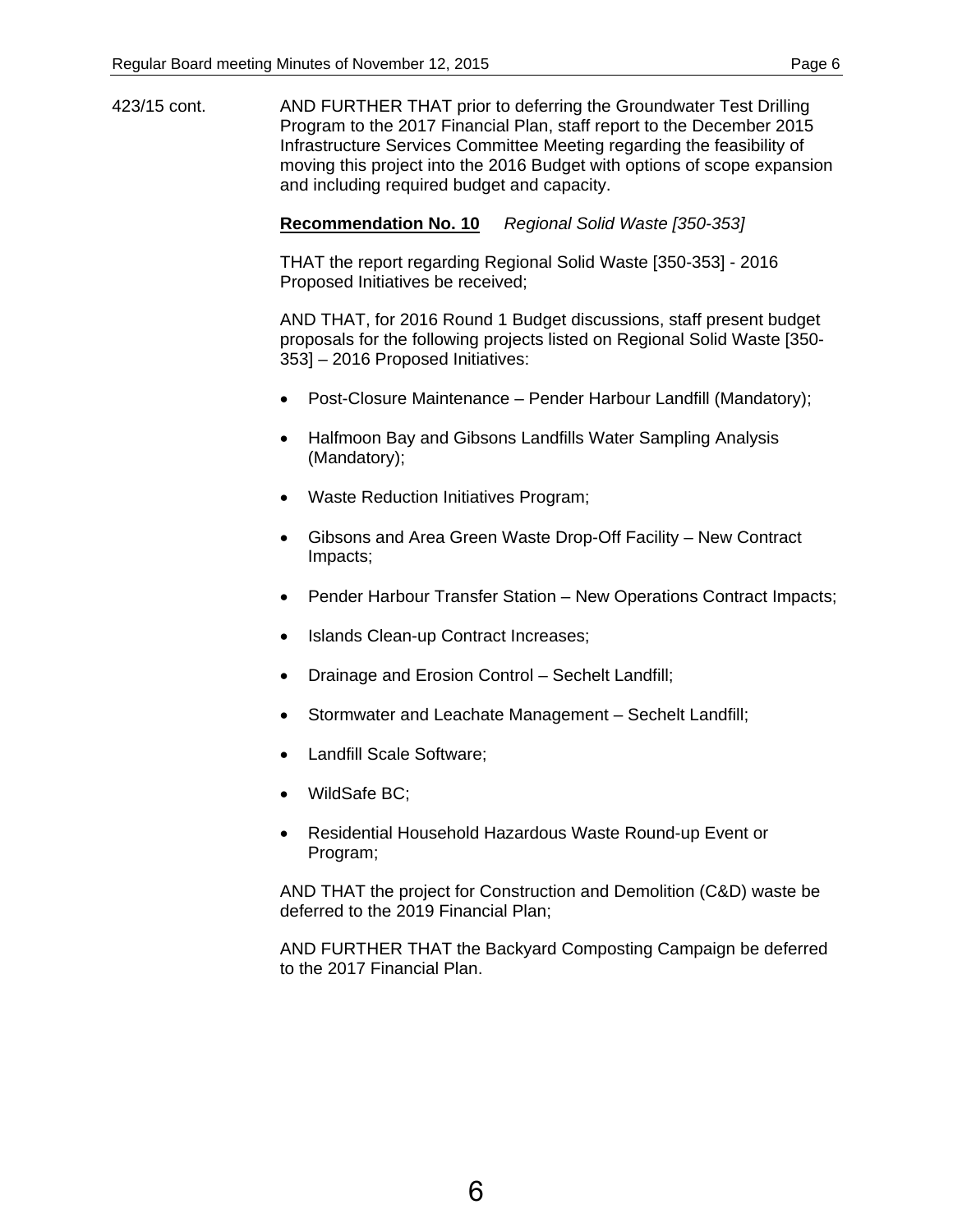423/15 cont. AND FURTHER THAT prior to deferring the Groundwater Test Drilling Program to the 2017 Financial Plan, staff report to the December 2015 Infrastructure Services Committee Meeting regarding the feasibility of moving this project into the 2016 Budget with options of scope expansion and including required budget and capacity.

**Recommendation No. 10** *Regional Solid Waste [350-353]*

THAT the report regarding Regional Solid Waste [350-353] - 2016 Proposed Initiatives be received;

AND THAT, for 2016 Round 1 Budget discussions, staff present budget proposals for the following projects listed on Regional Solid Waste [350-353] – 2016 Proposed Initiatives:

- Post-Closure Maintenance – Pender Harbour Landfill (Mandatory);
- Halfmoon Bay and Gibsons Landfills Water Sampling Analysis (Mandatory);
- Waste Reduction Initiatives Program;
- Gibsons and Area Green Waste Drop-Off Facility – New Contract Impacts;
- Pender Harbour Transfer Station – New Operations Contract Impacts;
- Islands Clean-up Contract Increases;
- Drainage and Erosion Control – Sechelt Landfill;
- Stormwater and Leachate Management – Sechelt Landfill;
- Landfill Scale Software;
- WildSafe BC;
- Residential Household Hazardous Waste Round-up Event or Program;

AND THAT the project for Construction and Demolition (C&D) waste be deferred to the 2019 Financial Plan;

AND FURTHER THAT the Backyard Composting Campaign be deferred to the 2017 Financial Plan.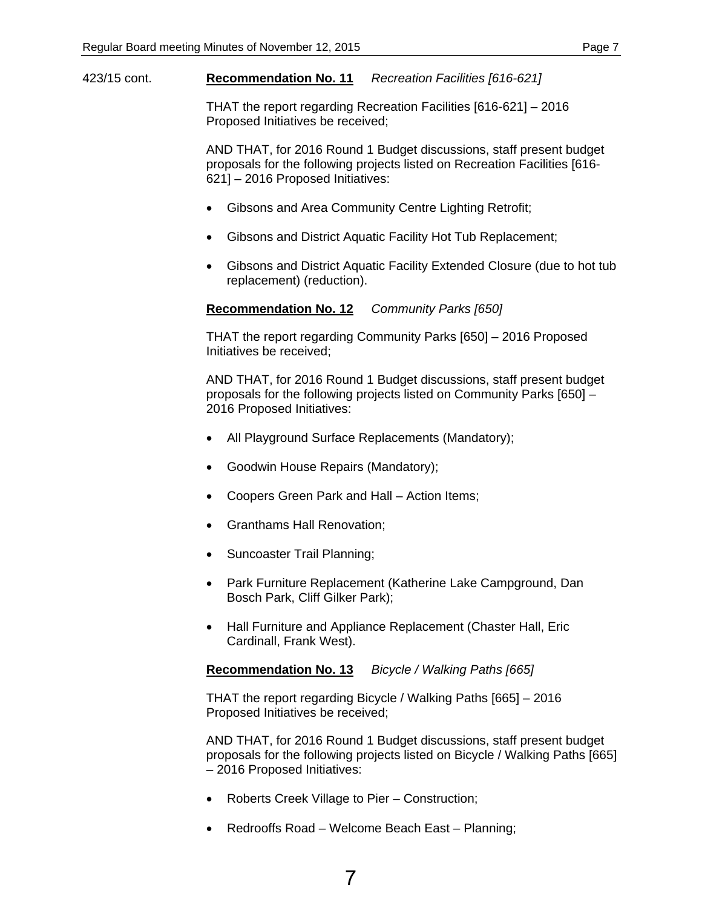423/15 cont. **Recommendation No. 11** *Recreation Facilities [616-621]*

THAT the report regarding Recreation Facilities [616-621] – 2016 Proposed Initiatives be received;

AND THAT, for 2016 Round 1 Budget discussions, staff present budget proposals for the following projects listed on Recreation Facilities [616-621] – 2016 Proposed Initiatives:

- Gibsons and Area Community Centre Lighting Retrofit;
- Gibsons and District Aquatic Facility Hot Tub Replacement;
- Gibsons and District Aquatic Facility Extended Closure (due to hot tub replacement) (reduction).

**Recommendation No. 12** *Community Parks [650]*

THAT the report regarding Community Parks [650] – 2016 Proposed Initiatives be received;

AND THAT, for 2016 Round 1 Budget discussions, staff present budget proposals for the following projects listed on Community Parks [650] – 2016 Proposed Initiatives:

- All Playground Surface Replacements (Mandatory);
- Goodwin House Repairs (Mandatory);
- Coopers Green Park and Hall – Action Items;
- Granthams Hall Renovation;
- Suncoaster Trail Planning;
- Park Furniture Replacement (Katherine Lake Campground, Dan Bosch Park, Cliff Gilker Park);
- Hall Furniture and Appliance Replacement (Chaster Hall, Eric Cardinall, Frank West).

**Recommendation No. 13** *Bicycle / Walking Paths [665]*

THAT the report regarding Bicycle / Walking Paths [665] – 2016 Proposed Initiatives be received;

AND THAT, for 2016 Round 1 Budget discussions, staff present budget proposals for the following projects listed on Bicycle / Walking Paths [665] – 2016 Proposed Initiatives:

- Roberts Creek Village to Pier – Construction;
- Redrooffs Road – Welcome Beach East – Planning;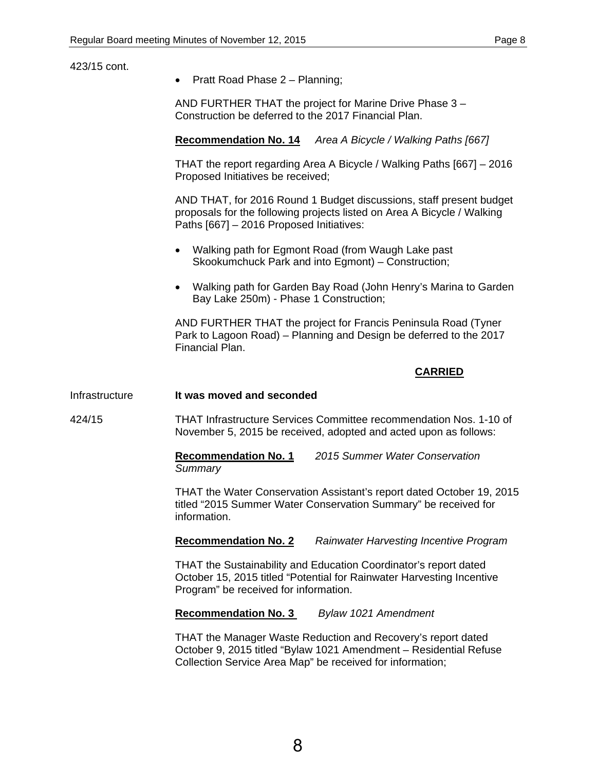423/15 cont.

- Pratt Road Phase 2 – Planning;

AND FURTHER THAT the project for Marine Drive Phase 3 – Construction be deferred to the 2017 Financial Plan.

**Recommendation No. 14** *Area A Bicycle / Walking Paths [667]*

THAT the report regarding Area A Bicycle / Walking Paths [667] – 2016 Proposed Initiatives be received;

AND THAT, for 2016 Round 1 Budget discussions, staff present budget proposals for the following projects listed on Area A Bicycle / Walking Paths [667] – 2016 Proposed Initiatives:

- Walking path for Egmont Road (from Waugh Lake past Skookumchuck Park and into Egmont) – Construction;
- Walking path for Garden Bay Road (John Henry's Marina to Garden Bay Lake 250m) - Phase 1 Construction;

AND FURTHER THAT the project for Francis Peninsula Road (Tyner Park to Lagoon Road) – Planning and Design be deferred to the 2017 Financial Plan.

**CARRIED**

Infrastructure

**It was moved and seconded**

424/15

THAT Infrastructure Services Committee recommendation Nos. 1-10 of November 5, 2015 be received, adopted and acted upon as follows:

**Recommendation No. 1** *2015 Summer Water Conservation Summary*

THAT the Water Conservation Assistant's report dated October 19, 2015 titled "2015 Summer Water Conservation Summary" be received for information.

**Recommendation No. 2** *Rainwater Harvesting Incentive Program*

THAT the Sustainability and Education Coordinator's report dated October 15, 2015 titled "Potential for Rainwater Harvesting Incentive Program" be received for information.

**Recommendation No. 3** *Bylaw 1021 Amendment*

THAT the Manager Waste Reduction and Recovery's report dated October 9, 2015 titled "Bylaw 1021 Amendment – Residential Refuse Collection Service Area Map" be received for information;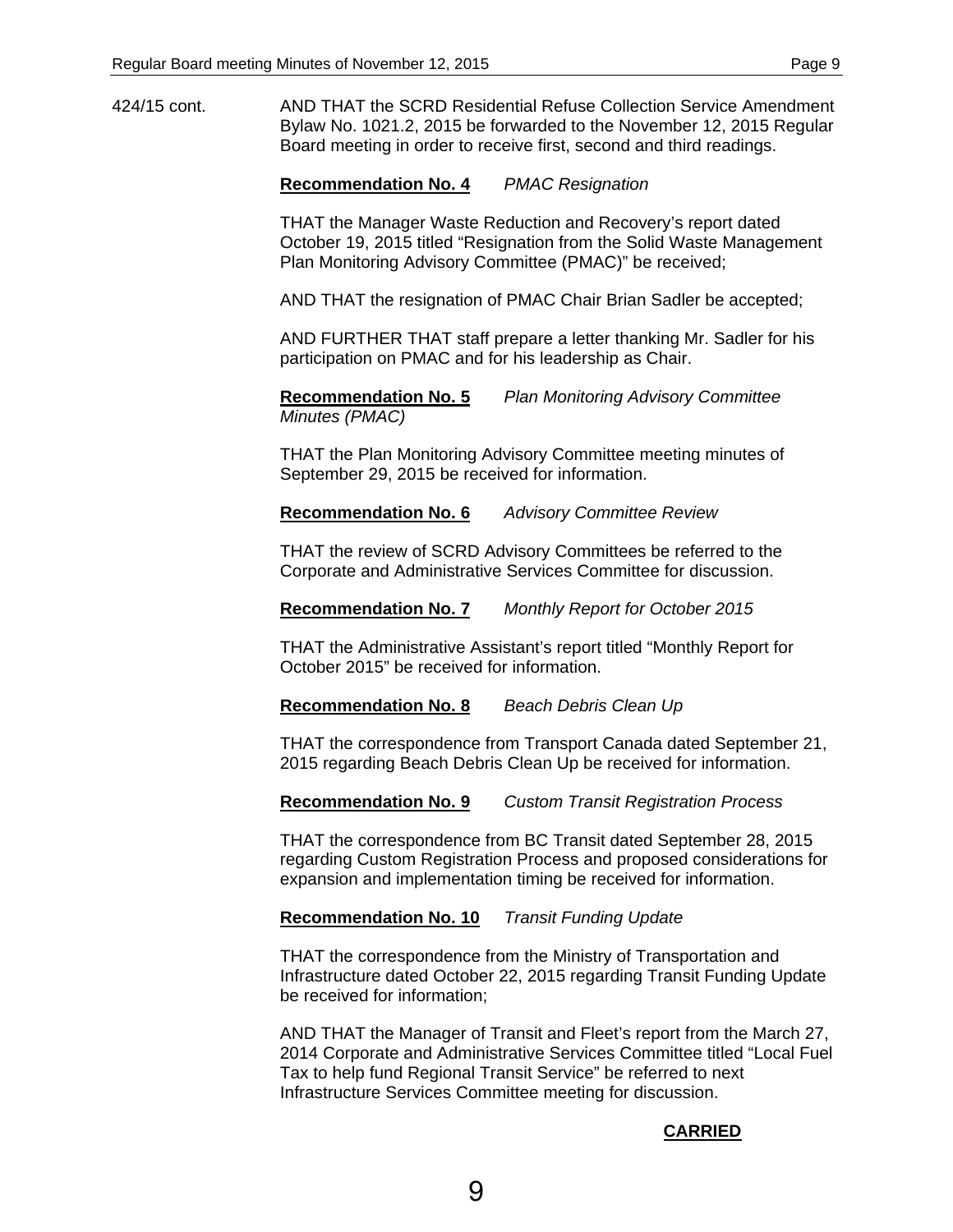424/15 cont. AND THAT the SCRD Residential Refuse Collection Service Amendment Bylaw No. 1021.2, 2015 be forwarded to the November 12, 2015 Regular Board meeting in order to receive first, second and third readings.

**Recommendation No. 4** *PMAC Resignation*

THAT the Manager Waste Reduction and Recovery's report dated October 19, 2015 titled "Resignation from the Solid Waste Management Plan Monitoring Advisory Committee (PMAC)" be received;

AND THAT the resignation of PMAC Chair Brian Sadler be accepted;

AND FURTHER THAT staff prepare a letter thanking Mr. Sadler for his participation on PMAC and for his leadership as Chair.

**Recommendation No. 5** *Plan Monitoring Advisory Committee Minutes (PMAC)*

THAT the Plan Monitoring Advisory Committee meeting minutes of September 29, 2015 be received for information.

**Recommendation No. 6** *Advisory Committee Review*

THAT the review of SCRD Advisory Committees be referred to the Corporate and Administrative Services Committee for discussion.

**Recommendation No. 7** *Monthly Report for October 2015*

THAT the Administrative Assistant's report titled "Monthly Report for October 2015" be received for information.

**Recommendation No. 8** *Beach Debris Clean Up*

THAT the correspondence from Transport Canada dated September 21, 2015 regarding Beach Debris Clean Up be received for information.

**Recommendation No. 9** *Custom Transit Registration Process*

THAT the correspondence from BC Transit dated September 28, 2015 regarding Custom Registration Process and proposed considerations for expansion and implementation timing be received for information.

**Recommendation No. 10** *Transit Funding Update*

THAT the correspondence from the Ministry of Transportation and Infrastructure dated October 22, 2015 regarding Transit Funding Update be received for information;

AND THAT the Manager of Transit and Fleet's report from the March 27, 2014 Corporate and Administrative Services Committee titled "Local Fuel Tax to help fund Regional Transit Service" be referred to next Infrastructure Services Committee meeting for discussion.

**CARRIED**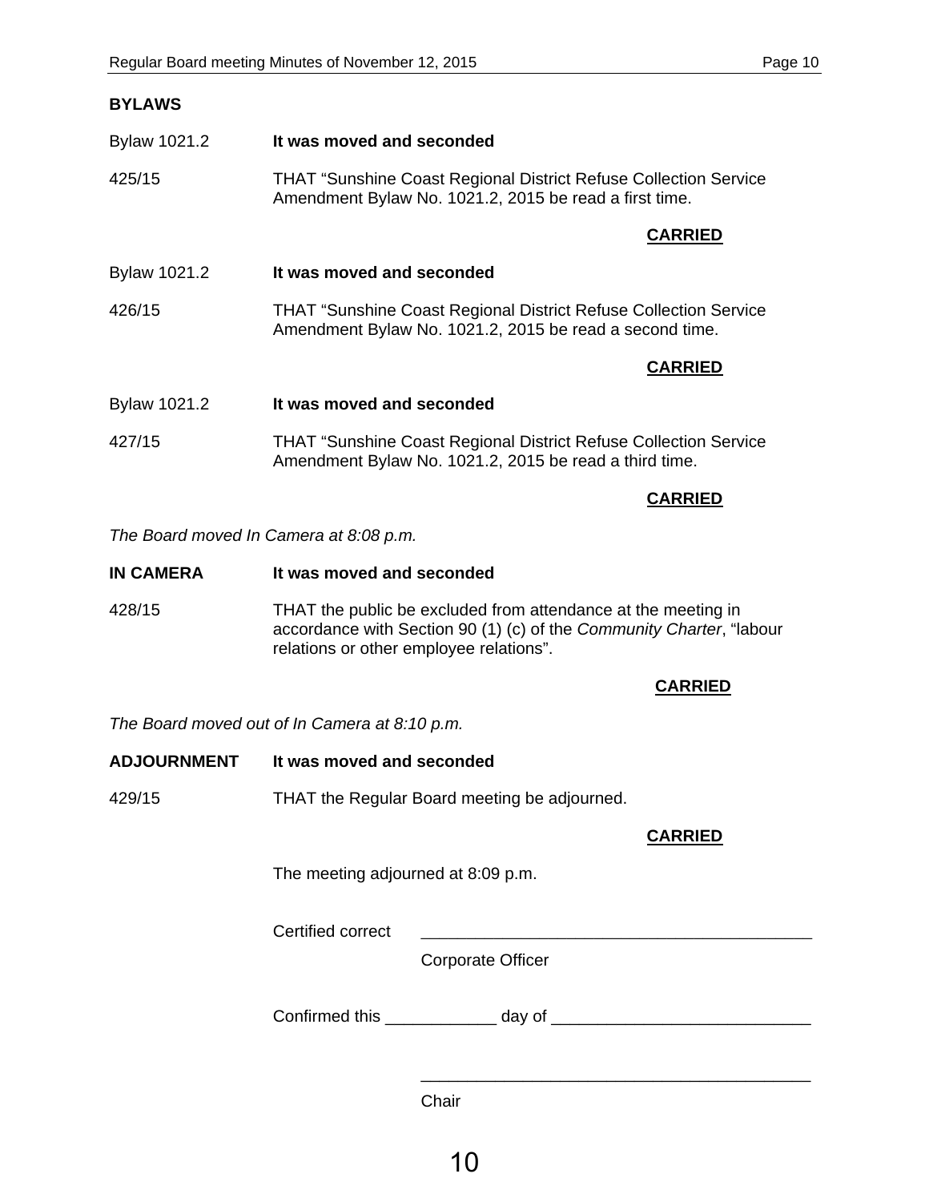## BYLAWS

Bylaw 1021.2 **It was moved and seconded**

425/15 THAT “Sunshine Coast Regional District Refuse Collection Service Amendment Bylaw No. 1021.2, 2015 be read a first time.

**CARRIED**

Bylaw 1021.2 **It was moved and seconded**

426/15 THAT “Sunshine Coast Regional District Refuse Collection Service Amendment Bylaw No. 1021.2, 2015 be read a second time.

**CARRIED**

Bylaw 1021.2 **It was moved and seconded**

427/15 THAT “Sunshine Coast Regional District Refuse Collection Service Amendment Bylaw No. 1021.2, 2015 be read a third time.

**CARRIED**

*The Board moved In Camera at 8:08 p.m.*

**IN CAMERA** **It was moved and seconded**

428/15 THAT the public be excluded from attendance at the meeting in accordance with Section 90 (1) (c) of the *Community Charter*, “labour relations or other employee relations”.

**CARRIED**

*The Board moved out of In Camera at 8:10 p.m.*

**ADJOURNMENT** **It was moved and seconded**

429/15 THAT the Regular Board meeting be adjourned.

**CARRIED**

The meeting adjourned at 8:09 p.m.

Certified correct ___________________________________________

Corporate Officer

Confirmed this ____________ day of ____________________________

___________________________________________

Chair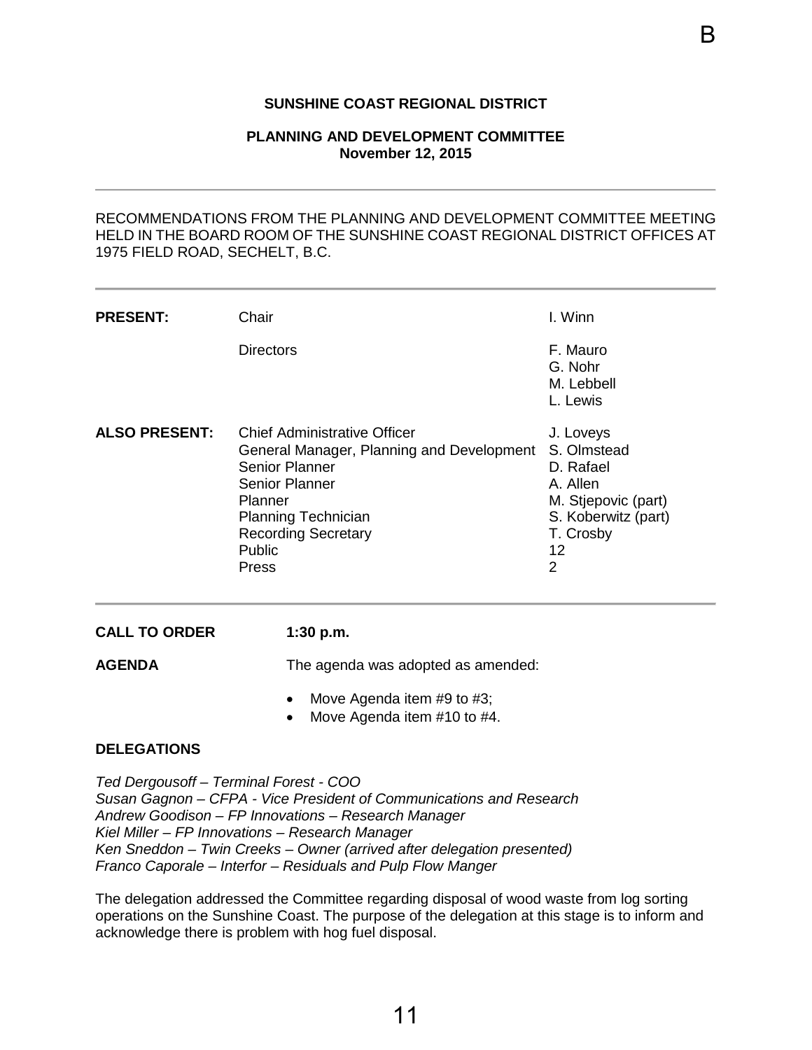B

**SUNSHINE COAST REGIONAL DISTRICT**

**PLANNING AND DEVELOPMENT COMMITTEE**
**November 12, 2015**

---

RECOMMENDATIONS FROM THE PLANNING AND DEVELOPMENT COMMITTEE MEETING HELD IN THE BOARD ROOM OF THE SUNSHINE COAST REGIONAL DISTRICT OFFICES AT 1975 FIELD ROAD, SECHELT, B.C.

---

| | | |
|---|---|---|
| **PRESENT:** | Chair | I. Winn |
| | Directors | F. Mauro |
| | | G. Nohr |
| | | M. Lebbell |
| | | L. Lewis |
| **ALSO PRESENT:** | Chief Administrative Officer | J. Loveys |
| | General Manager, Planning and Development | S. Olmstead |
| | Senior Planner | D. Rafael |
| | Senior Planner | A. Allen |
| | Planner | M. Stjepovic (part) |
| | Planning Technician | S. Koberwitz (part) |
| | Recording Secretary | T. Crosby |
| | Public | 12 |
| | Press | 2 |

---

**CALL TO ORDER** **1:30 p.m.**

**AGENDA** The agenda was adopted as amended:

- Move Agenda item #9 to #3;
- Move Agenda item #10 to #4.

**DELEGATIONS**

*Ted Dergousoff – Terminal Forest - COO*
*Susan Gagnon – CFPA - Vice President of Communications and Research*
*Andrew Goodison – FP Innovations – Research Manager*
*Kiel Miller – FP Innovations – Research Manager*
*Ken Sneddon – Twin Creeks – Owner (arrived after delegation presented)*
*Franco Caporale – Interfor – Residuals and Pulp Flow Manger*

The delegation addressed the Committee regarding disposal of wood waste from log sorting operations on the Sunshine Coast. The purpose of the delegation at this stage is to inform and acknowledge there is problem with hog fuel disposal.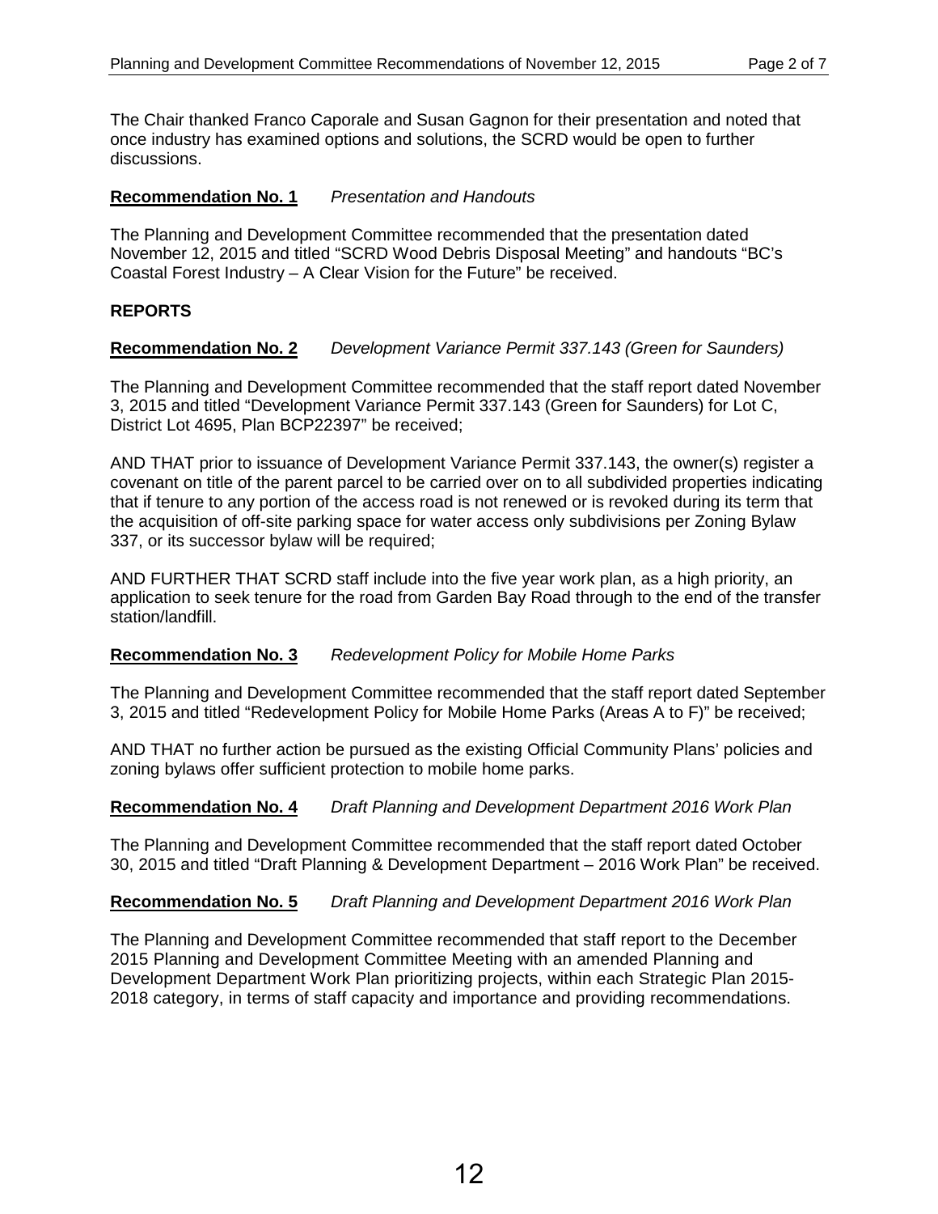The Chair thanked Franco Caporale and Susan Gagnon for their presentation and noted that once industry has examined options and solutions, the SCRD would be open to further discussions.

**Recommendation No. 1** *Presentation and Handouts*

The Planning and Development Committee recommended that the presentation dated November 12, 2015 and titled "SCRD Wood Debris Disposal Meeting" and handouts "BC's Coastal Forest Industry – A Clear Vision for the Future" be received.

**REPORTS**

**Recommendation No. 2** *Development Variance Permit 337.143 (Green for Saunders)*

The Planning and Development Committee recommended that the staff report dated November 3, 2015 and titled "Development Variance Permit 337.143 (Green for Saunders) for Lot C, District Lot 4695, Plan BCP22397" be received;

AND THAT prior to issuance of Development Variance Permit 337.143, the owner(s) register a covenant on title of the parent parcel to be carried over on to all subdivided properties indicating that if tenure to any portion of the access road is not renewed or is revoked during its term that the acquisition of off-site parking space for water access only subdivisions per Zoning Bylaw 337, or its successor bylaw will be required;

AND FURTHER THAT SCRD staff include into the five year work plan, as a high priority, an application to seek tenure for the road from Garden Bay Road through to the end of the transfer station/landfill.

**Recommendation No. 3** *Redevelopment Policy for Mobile Home Parks*

The Planning and Development Committee recommended that the staff report dated September 3, 2015 and titled "Redevelopment Policy for Mobile Home Parks (Areas A to F)" be received;

AND THAT no further action be pursued as the existing Official Community Plans' policies and zoning bylaws offer sufficient protection to mobile home parks.

**Recommendation No. 4** *Draft Planning and Development Department 2016 Work Plan*

The Planning and Development Committee recommended that the staff report dated October 30, 2015 and titled "Draft Planning & Development Department – 2016 Work Plan" be received.

**Recommendation No. 5** *Draft Planning and Development Department 2016 Work Plan*

The Planning and Development Committee recommended that staff report to the December 2015 Planning and Development Committee Meeting with an amended Planning and Development Department Work Plan prioritizing projects, within each Strategic Plan 2015-2018 category, in terms of staff capacity and importance and providing recommendations.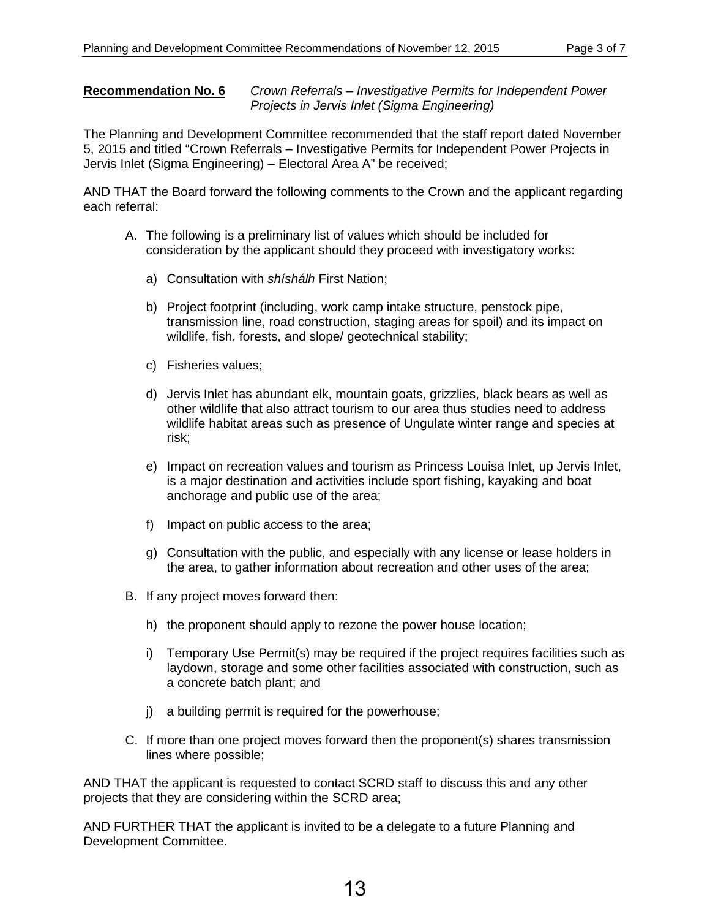**Recommendation No. 6** *Crown Referrals – Investigative Permits for Independent Power Projects in Jervis Inlet (Sigma Engineering)*

The Planning and Development Committee recommended that the staff report dated November 5, 2015 and titled "Crown Referrals – Investigative Permits for Independent Power Projects in Jervis Inlet (Sigma Engineering) – Electoral Area A" be received;

AND THAT the Board forward the following comments to the Crown and the applicant regarding each referral:

A. The following is a preliminary list of values which should be included for consideration by the applicant should they proceed with investigatory works:

   a) Consultation with *shíshálh* First Nation;

   b) Project footprint (including, work camp intake structure, penstock pipe, transmission line, road construction, staging areas for spoil) and its impact on wildlife, fish, forests, and slope/ geotechnical stability;

   c) Fisheries values;

   d) Jervis Inlet has abundant elk, mountain goats, grizzlies, black bears as well as other wildlife that also attract tourism to our area thus studies need to address wildlife habitat areas such as presence of Ungulate winter range and species at risk;

   e) Impact on recreation values and tourism as Princess Louisa Inlet, up Jervis Inlet, is a major destination and activities include sport fishing, kayaking and boat anchorage and public use of the area;

   f) Impact on public access to the area;

   g) Consultation with the public, and especially with any license or lease holders in the area, to gather information about recreation and other uses of the area;

B. If any project moves forward then:

   h) the proponent should apply to rezone the power house location;

   i) Temporary Use Permit(s) may be required if the project requires facilities such as laydown, storage and some other facilities associated with construction, such as a concrete batch plant; and

   j) a building permit is required for the powerhouse;

C. If more than one project moves forward then the proponent(s) shares transmission lines where possible;

AND THAT the applicant is requested to contact SCRD staff to discuss this and any other projects that they are considering within the SCRD area;

AND FURTHER THAT the applicant is invited to be a delegate to a future Planning and Development Committee.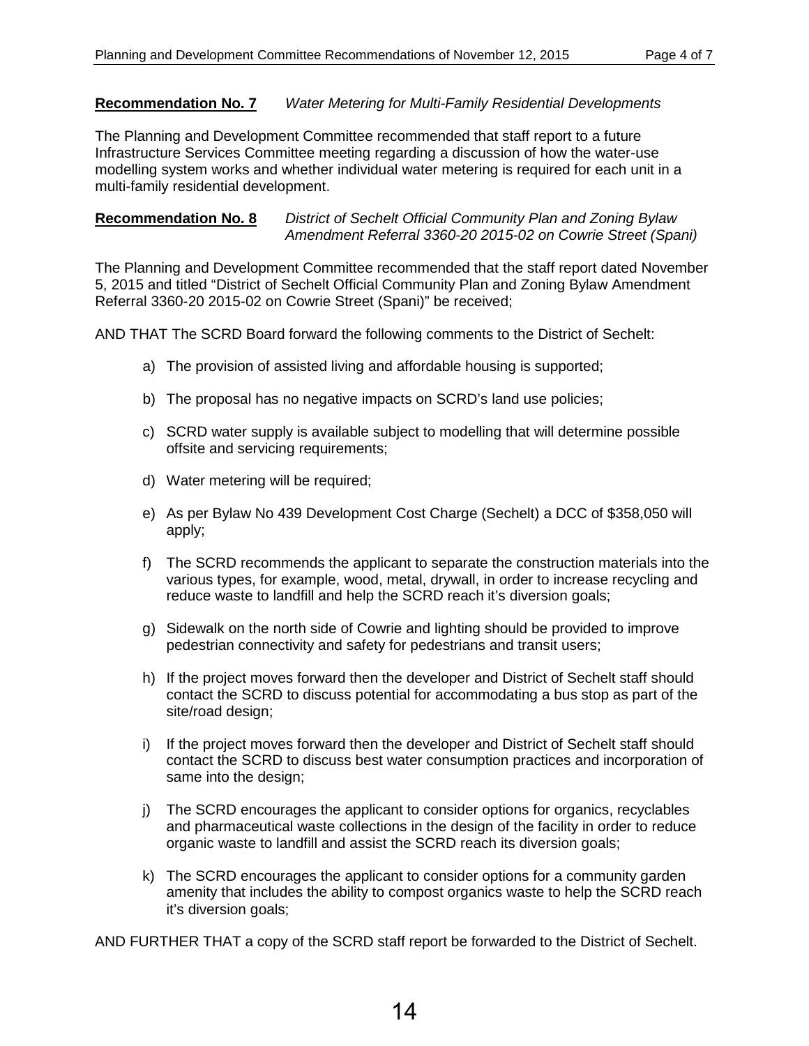**Recommendation No. 7** *Water Metering for Multi-Family Residential Developments*

The Planning and Development Committee recommended that staff report to a future Infrastructure Services Committee meeting regarding a discussion of how the water-use modelling system works and whether individual water metering is required for each unit in a multi-family residential development.

**Recommendation No. 8** *District of Sechelt Official Community Plan and Zoning Bylaw Amendment Referral 3360-20 2015-02 on Cowrie Street (Spani)*

The Planning and Development Committee recommended that the staff report dated November 5, 2015 and titled "District of Sechelt Official Community Plan and Zoning Bylaw Amendment Referral 3360-20 2015-02 on Cowrie Street (Spani)" be received;

AND THAT The SCRD Board forward the following comments to the District of Sechelt:

a) The provision of assisted living and affordable housing is supported;

b) The proposal has no negative impacts on SCRD's land use policies;

c) SCRD water supply is available subject to modelling that will determine possible offsite and servicing requirements;

d) Water metering will be required;

e) As per Bylaw No 439 Development Cost Charge (Sechelt) a DCC of $358,050 will apply;

f) The SCRD recommends the applicant to separate the construction materials into the various types, for example, wood, metal, drywall, in order to increase recycling and reduce waste to landfill and help the SCRD reach it's diversion goals;

g) Sidewalk on the north side of Cowrie and lighting should be provided to improve pedestrian connectivity and safety for pedestrians and transit users;

h) If the project moves forward then the developer and District of Sechelt staff should contact the SCRD to discuss potential for accommodating a bus stop as part of the site/road design;

i) If the project moves forward then the developer and District of Sechelt staff should contact the SCRD to discuss best water consumption practices and incorporation of same into the design;

j) The SCRD encourages the applicant to consider options for organics, recyclables and pharmaceutical waste collections in the design of the facility in order to reduce organic waste to landfill and assist the SCRD reach its diversion goals;

k) The SCRD encourages the applicant to consider options for a community garden amenity that includes the ability to compost organics waste to help the SCRD reach it's diversion goals;

AND FURTHER THAT a copy of the SCRD staff report be forwarded to the District of Sechelt.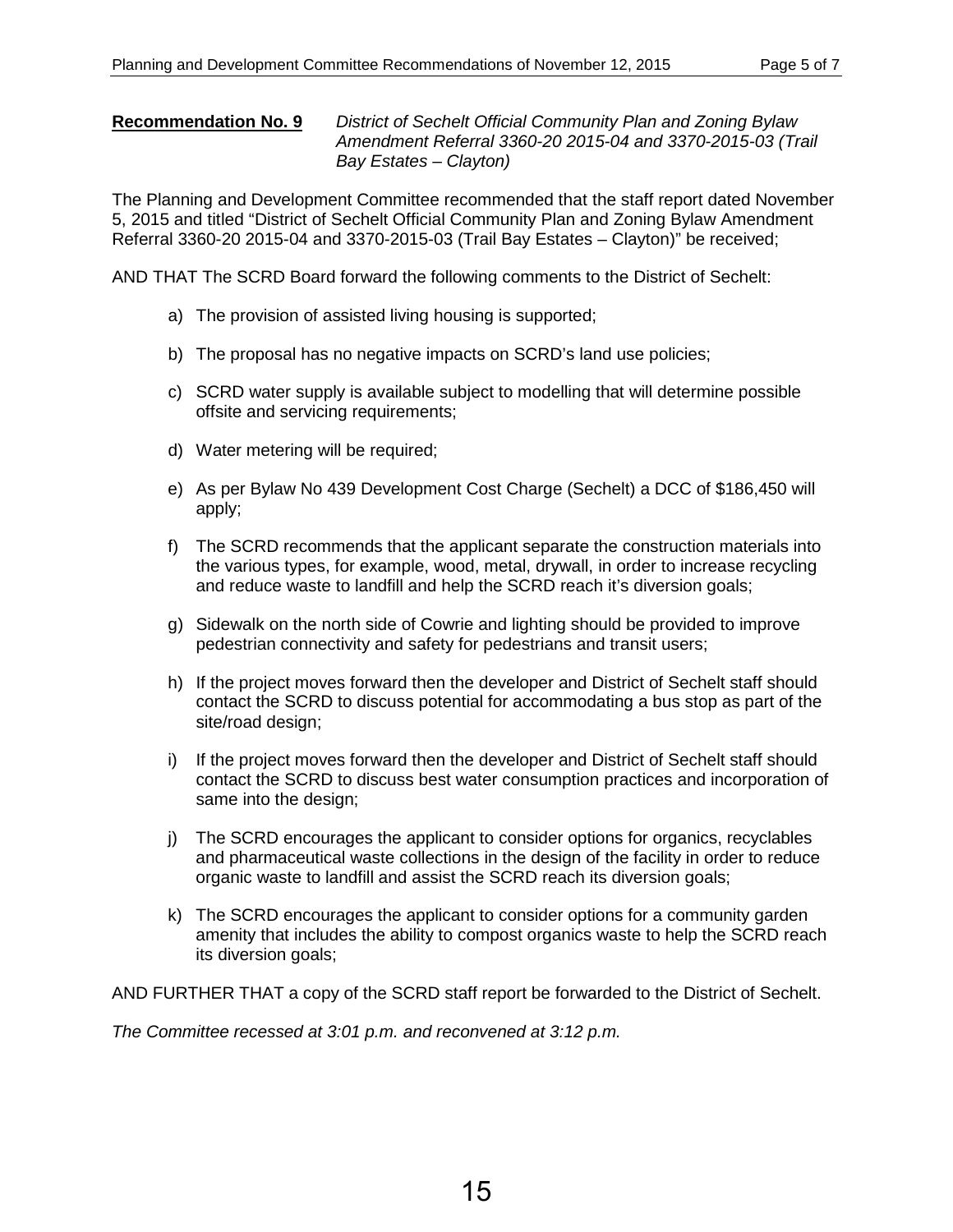**Recommendation No. 9** *District of Sechelt Official Community Plan and Zoning Bylaw Amendment Referral 3360-20 2015-04 and 3370-2015-03 (Trail Bay Estates – Clayton)*

The Planning and Development Committee recommended that the staff report dated November 5, 2015 and titled "District of Sechelt Official Community Plan and Zoning Bylaw Amendment Referral 3360-20 2015-04 and 3370-2015-03 (Trail Bay Estates – Clayton)" be received;

AND THAT The SCRD Board forward the following comments to the District of Sechelt:

a) The provision of assisted living housing is supported;

b) The proposal has no negative impacts on SCRD's land use policies;

c) SCRD water supply is available subject to modelling that will determine possible offsite and servicing requirements;

d) Water metering will be required;

e) As per Bylaw No 439 Development Cost Charge (Sechelt) a DCC of $186,450 will apply;

f) The SCRD recommends that the applicant separate the construction materials into the various types, for example, wood, metal, drywall, in order to increase recycling and reduce waste to landfill and help the SCRD reach it's diversion goals;

g) Sidewalk on the north side of Cowrie and lighting should be provided to improve pedestrian connectivity and safety for pedestrians and transit users;

h) If the project moves forward then the developer and District of Sechelt staff should contact the SCRD to discuss potential for accommodating a bus stop as part of the site/road design;

i) If the project moves forward then the developer and District of Sechelt staff should contact the SCRD to discuss best water consumption practices and incorporation of same into the design;

j) The SCRD encourages the applicant to consider options for organics, recyclables and pharmaceutical waste collections in the design of the facility in order to reduce organic waste to landfill and assist the SCRD reach its diversion goals;

k) The SCRD encourages the applicant to consider options for a community garden amenity that includes the ability to compost organics waste to help the SCRD reach its diversion goals;

AND FURTHER THAT a copy of the SCRD staff report be forwarded to the District of Sechelt.

*The Committee recessed at 3:01 p.m. and reconvened at 3:12 p.m.*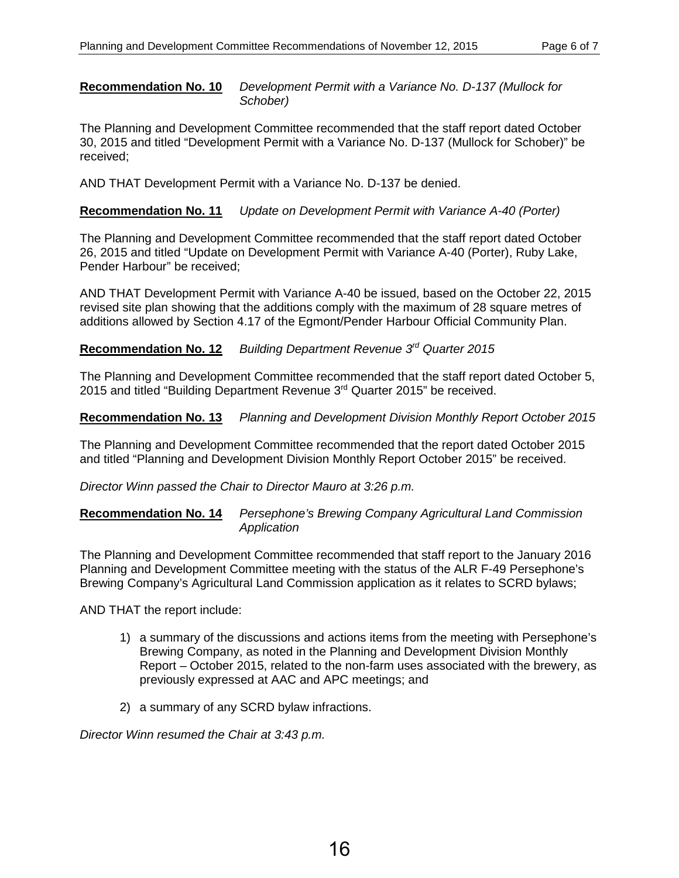**Recommendation No. 10** *Development Permit with a Variance No. D-137 (Mullock for Schober)*

The Planning and Development Committee recommended that the staff report dated October 30, 2015 and titled “Development Permit with a Variance No. D-137 (Mullock for Schober)” be received;

AND THAT Development Permit with a Variance No. D-137 be denied.

**Recommendation No. 11** *Update on Development Permit with Variance A-40 (Porter)*

The Planning and Development Committee recommended that the staff report dated October 26, 2015 and titled “Update on Development Permit with Variance A-40 (Porter), Ruby Lake, Pender Harbour” be received;

AND THAT Development Permit with Variance A-40 be issued, based on the October 22, 2015 revised site plan showing that the additions comply with the maximum of 28 square metres of additions allowed by Section 4.17 of the Egmont/Pender Harbour Official Community Plan.

**Recommendation No. 12** *Building Department Revenue 3rd Quarter 2015*

The Planning and Development Committee recommended that the staff report dated October 5, 2015 and titled “Building Department Revenue 3rd Quarter 2015” be received.

**Recommendation No. 13** *Planning and Development Division Monthly Report October 2015*

The Planning and Development Committee recommended that the report dated October 2015 and titled “Planning and Development Division Monthly Report October 2015” be received.

*Director Winn passed the Chair to Director Mauro at 3:26 p.m.*

**Recommendation No. 14** *Persephone’s Brewing Company Agricultural Land Commission Application*

The Planning and Development Committee recommended that staff report to the January 2016 Planning and Development Committee meeting with the status of the ALR F-49 Persephone’s Brewing Company’s Agricultural Land Commission application as it relates to SCRD bylaws;

AND THAT the report include:

1) a summary of the discussions and actions items from the meeting with Persephone’s Brewing Company, as noted in the Planning and Development Division Monthly Report – October 2015, related to the non-farm uses associated with the brewery, as previously expressed at AAC and APC meetings; and

2) a summary of any SCRD bylaw infractions.

*Director Winn resumed the Chair at 3:43 p.m.*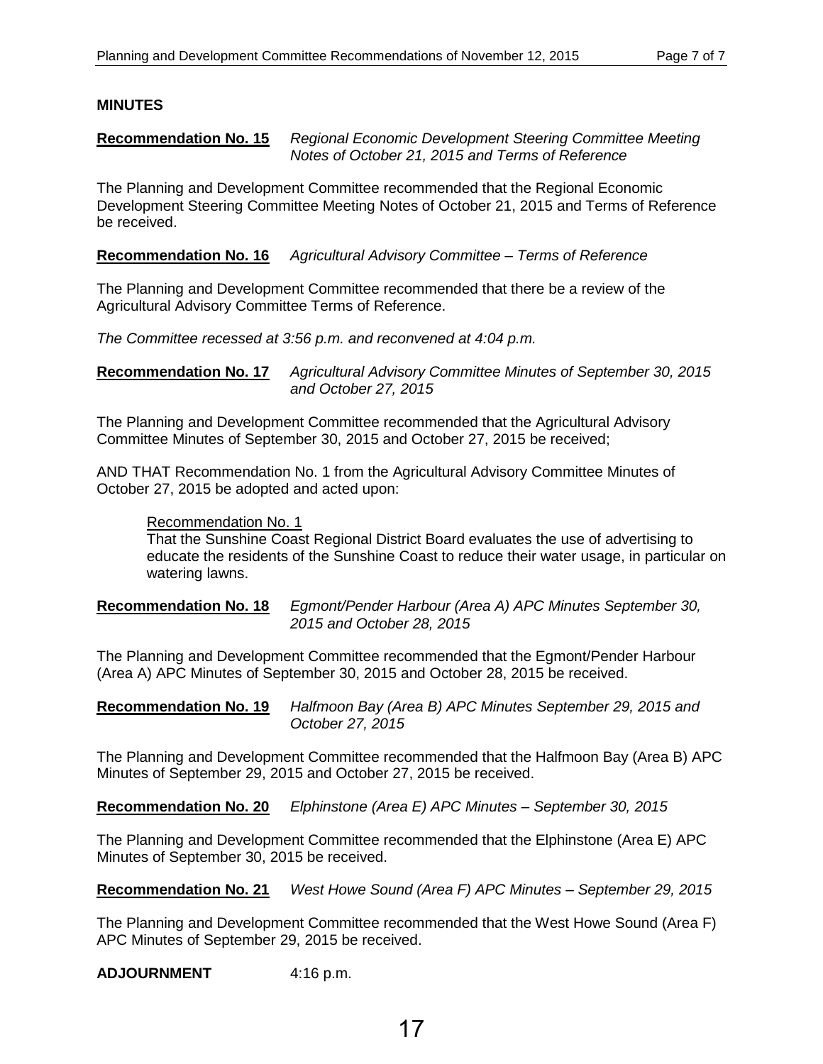**MINUTES**

**Recommendation No. 15** *Regional Economic Development Steering Committee Meeting Notes of October 21, 2015 and Terms of Reference*

The Planning and Development Committee recommended that the Regional Economic Development Steering Committee Meeting Notes of October 21, 2015 and Terms of Reference be received.

**Recommendation No. 16** *Agricultural Advisory Committee – Terms of Reference*

The Planning and Development Committee recommended that there be a review of the Agricultural Advisory Committee Terms of Reference.

*The Committee recessed at 3:56 p.m. and reconvened at 4:04 p.m.*

**Recommendation No. 17** *Agricultural Advisory Committee Minutes of September 30, 2015 and October 27, 2015*

The Planning and Development Committee recommended that the Agricultural Advisory Committee Minutes of September 30, 2015 and October 27, 2015 be received;

AND THAT Recommendation No. 1 from the Agricultural Advisory Committee Minutes of October 27, 2015 be adopted and acted upon:

> Recommendation No. 1
> That the Sunshine Coast Regional District Board evaluates the use of advertising to educate the residents of the Sunshine Coast to reduce their water usage, in particular on watering lawns.

**Recommendation No. 18** *Egmont/Pender Harbour (Area A) APC Minutes September 30, 2015 and October 28, 2015*

The Planning and Development Committee recommended that the Egmont/Pender Harbour (Area A) APC Minutes of September 30, 2015 and October 28, 2015 be received.

**Recommendation No. 19** *Halfmoon Bay (Area B) APC Minutes September 29, 2015 and October 27, 2015*

The Planning and Development Committee recommended that the Halfmoon Bay (Area B) APC Minutes of September 29, 2015 and October 27, 2015 be received.

**Recommendation No. 20** *Elphinstone (Area E) APC Minutes – September 30, 2015*

The Planning and Development Committee recommended that the Elphinstone (Area E) APC Minutes of September 30, 2015 be received.

**Recommendation No. 21** *West Howe Sound (Area F) APC Minutes – September 29, 2015*

The Planning and Development Committee recommended that the West Howe Sound (Area F) APC Minutes of September 29, 2015 be received.

**ADJOURNMENT** 4:16 p.m.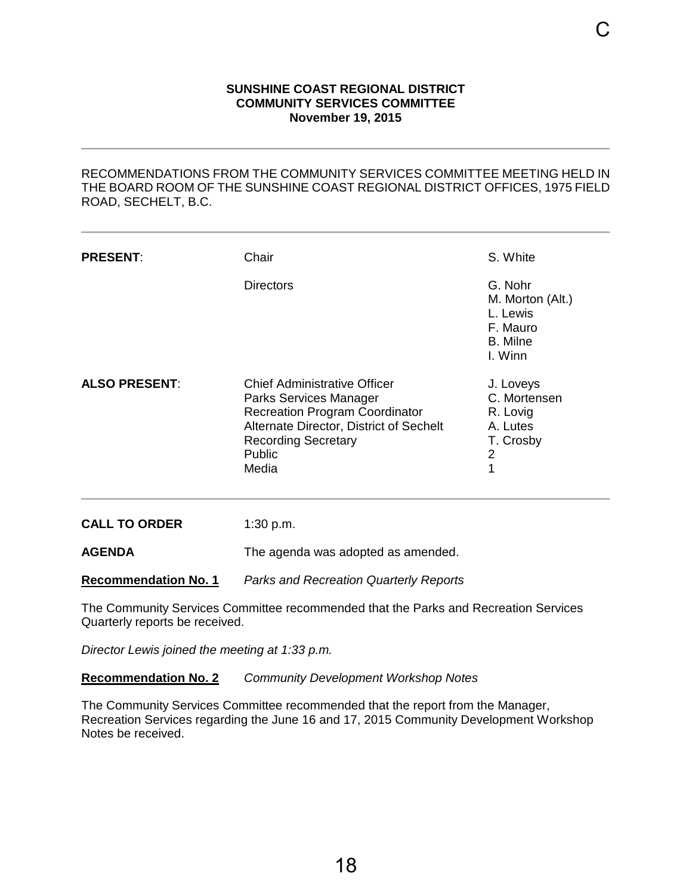**SUNSHINE COAST REGIONAL DISTRICT**
**COMMUNITY SERVICES COMMITTEE**
**November 19, 2015**

---

RECOMMENDATIONS FROM THE COMMUNITY SERVICES COMMITTEE MEETING HELD IN THE BOARD ROOM OF THE SUNSHINE COAST REGIONAL DISTRICT OFFICES, 1975 FIELD ROAD, SECHELT, B.C.

---

| | | |
|---|---|---|
| **PRESENT**: | Chair | S. White |
| | Directors | G. Nohr |
| | | M. Morton (Alt.) |
| | | L. Lewis |
| | | F. Mauro |
| | | B. Milne |
| | | I. Winn |
| **ALSO PRESENT**: | Chief Administrative Officer | J. Loveys |
| | Parks Services Manager | C. Mortensen |
| | Recreation Program Coordinator | R. Lovig |
| | Alternate Director, District of Sechelt | A. Lutes |
| | Recording Secretary | T. Crosby |
| | Public | 2 |
| | Media | 1 |

---

**CALL TO ORDER** 1:30 p.m.

**AGENDA** The agenda was adopted as amended.

**Recommendation No. 1** *Parks and Recreation Quarterly Reports*

The Community Services Committee recommended that the Parks and Recreation Services Quarterly reports be received.

*Director Lewis joined the meeting at 1:33 p.m.*

**Recommendation No. 2** *Community Development Workshop Notes*

The Community Services Committee recommended that the report from the Manager, Recreation Services regarding the June 16 and 17, 2015 Community Development Workshop Notes be received.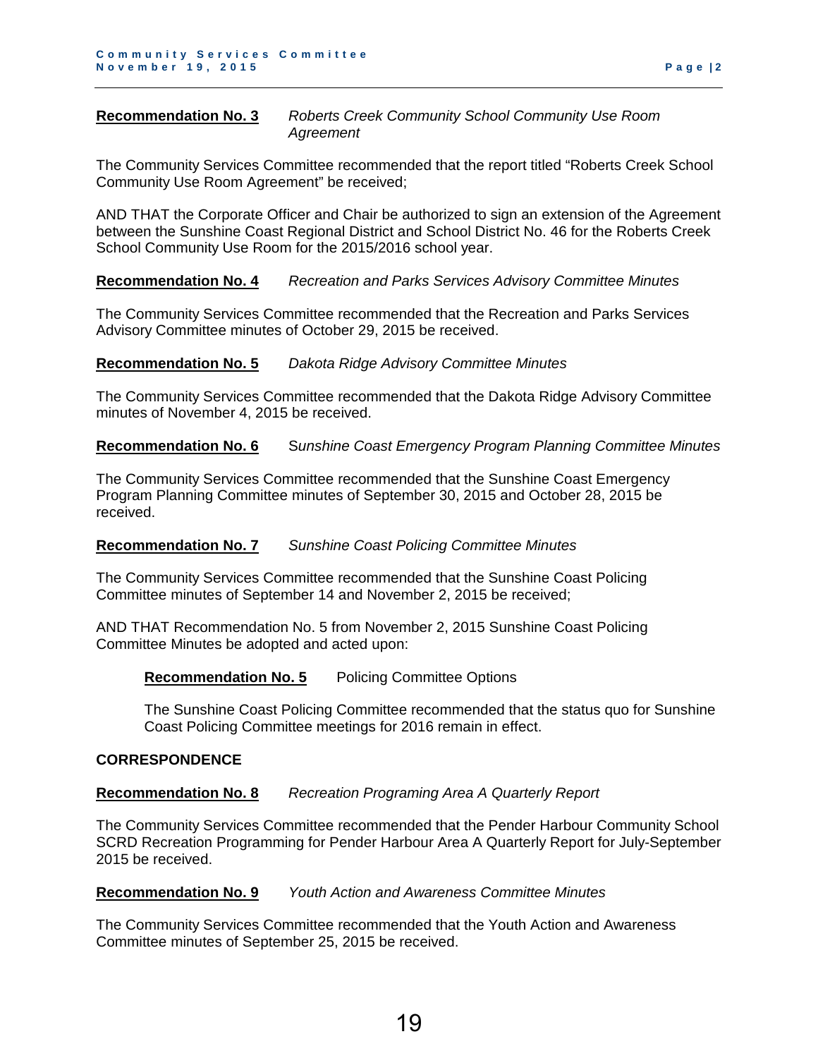**Recommendation No. 3** *Roberts Creek Community School Community Use Room Agreement*

The Community Services Committee recommended that the report titled "Roberts Creek School Community Use Room Agreement" be received;

AND THAT the Corporate Officer and Chair be authorized to sign an extension of the Agreement between the Sunshine Coast Regional District and School District No. 46 for the Roberts Creek School Community Use Room for the 2015/2016 school year.

**Recommendation No. 4** *Recreation and Parks Services Advisory Committee Minutes*

The Community Services Committee recommended that the Recreation and Parks Services Advisory Committee minutes of October 29, 2015 be received.

**Recommendation No. 5** *Dakota Ridge Advisory Committee Minutes*

The Community Services Committee recommended that the Dakota Ridge Advisory Committee minutes of November 4, 2015 be received.

**Recommendation No. 6** *Sunshine Coast Emergency Program Planning Committee Minutes*

The Community Services Committee recommended that the Sunshine Coast Emergency Program Planning Committee minutes of September 30, 2015 and October 28, 2015 be received.

**Recommendation No. 7** *Sunshine Coast Policing Committee Minutes*

The Community Services Committee recommended that the Sunshine Coast Policing Committee minutes of September 14 and November 2, 2015 be received;

AND THAT Recommendation No. 5 from November 2, 2015 Sunshine Coast Policing Committee Minutes be adopted and acted upon:

> **Recommendation No. 5** Policing Committee Options
>
> The Sunshine Coast Policing Committee recommended that the status quo for Sunshine Coast Policing Committee meetings for 2016 remain in effect.

**CORRESPONDENCE**

**Recommendation No. 8** *Recreation Programing Area A Quarterly Report*

The Community Services Committee recommended that the Pender Harbour Community School SCRD Recreation Programming for Pender Harbour Area A Quarterly Report for July-September 2015 be received.

**Recommendation No. 9** *Youth Action and Awareness Committee Minutes*

The Community Services Committee recommended that the Youth Action and Awareness Committee minutes of September 25, 2015 be received.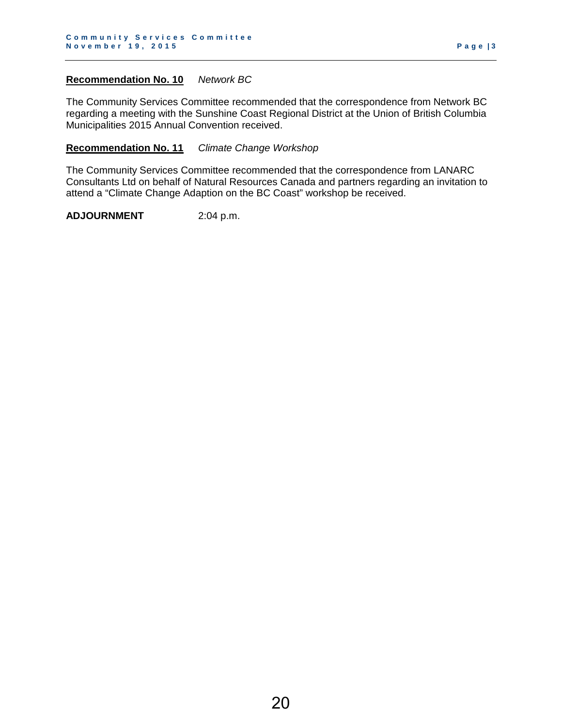**Recommendation No. 10** *Network BC*

The Community Services Committee recommended that the correspondence from Network BC regarding a meeting with the Sunshine Coast Regional District at the Union of British Columbia Municipalities 2015 Annual Convention received.

**Recommendation No. 11** *Climate Change Workshop*

The Community Services Committee recommended that the correspondence from LANARC Consultants Ltd on behalf of Natural Resources Canada and partners regarding an invitation to attend a "Climate Change Adaption on the BC Coast" workshop be received.

**ADJOURNMENT** 2:04 p.m.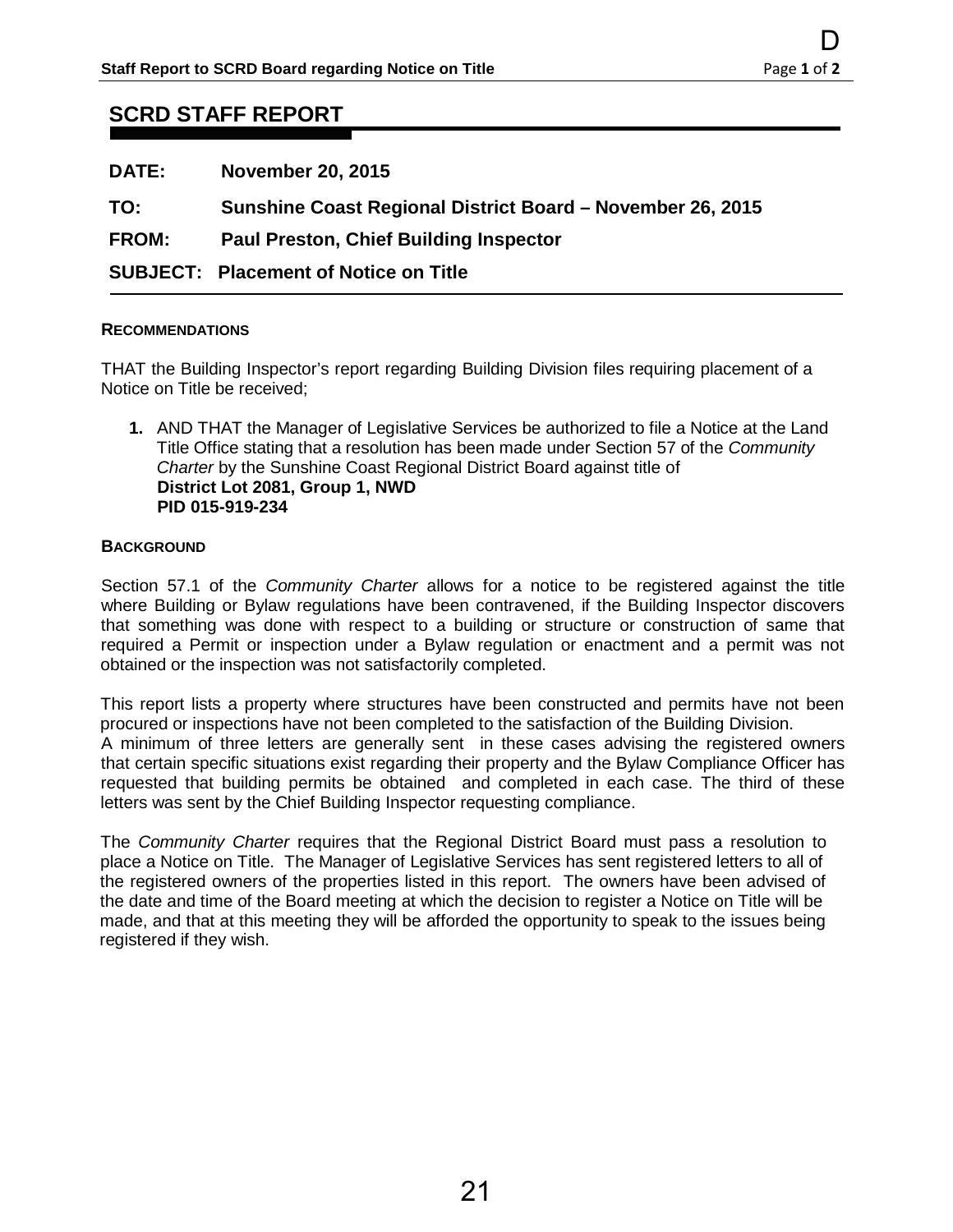# SCRD STAFF REPORT

**DATE:** November 20, 2015

**TO:** Sunshine Coast Regional District Board – November 26, 2015

**FROM:** Paul Preston, Chief Building Inspector

**SUBJECT:** Placement of Notice on Title

## RECOMMENDATIONS

THAT the Building Inspector's report regarding Building Division files requiring placement of a Notice on Title be received;

1. AND THAT the Manager of Legislative Services be authorized to file a Notice at the Land Title Office stating that a resolution has been made under Section 57 of the *Community Charter* by the Sunshine Coast Regional District Board against title of
   **District Lot 2081, Group 1, NWD**
   **PID 015-919-234**

## BACKGROUND

Section 57.1 of the *Community Charter* allows for a notice to be registered against the title where Building or Bylaw regulations have been contravened, if the Building Inspector discovers that something was done with respect to a building or structure or construction of same that required a Permit or inspection under a Bylaw regulation or enactment and a permit was not obtained or the inspection was not satisfactorily completed.

This report lists a property where structures have been constructed and permits have not been procured or inspections have not been completed to the satisfaction of the Building Division.
A minimum of three letters are generally sent in these cases advising the registered owners that certain specific situations exist regarding their property and the Bylaw Compliance Officer has requested that building permits be obtained and completed in each case. The third of these letters was sent by the Chief Building Inspector requesting compliance.

The *Community Charter* requires that the Regional District Board must pass a resolution to place a Notice on Title. The Manager of Legislative Services has sent registered letters to all of the registered owners of the properties listed in this report. The owners have been advised of the date and time of the Board meeting at which the decision to register a Notice on Title will be made, and that at this meeting they will be afforded the opportunity to speak to the issues being registered if they wish.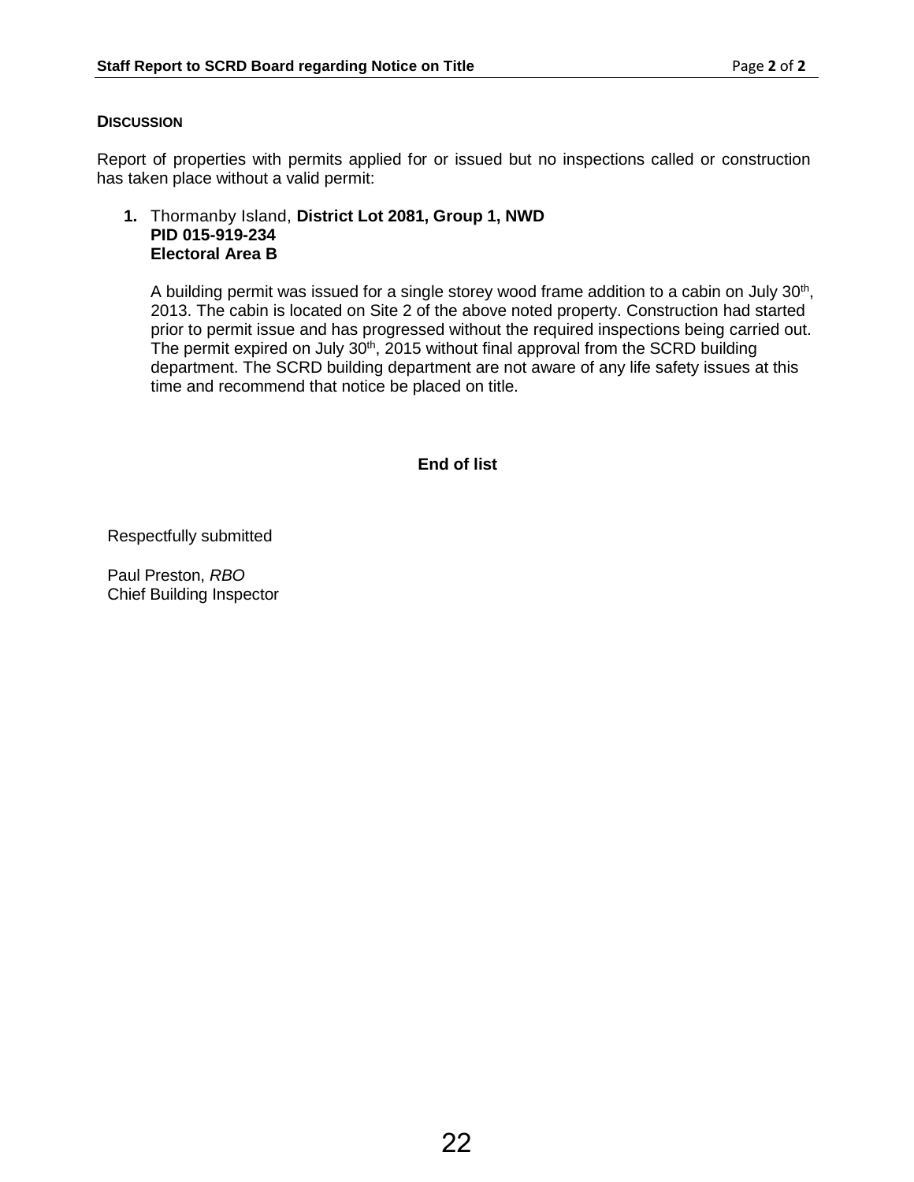## DISCUSSION

Report of properties with permits applied for or issued but no inspections called or construction has taken place without a valid permit:

1. Thormanby Island, **District Lot 2081, Group 1, NWD**
   **PID 015-919-234**
   **Electoral Area B**

   A building permit was issued for a single storey wood frame addition to a cabin on July 30th, 2013. The cabin is located on Site 2 of the above noted property. Construction had started prior to permit issue and has progressed without the required inspections being carried out. The permit expired on July 30th, 2015 without final approval from the SCRD building department. The SCRD building department are not aware of any life safety issues at this time and recommend that notice be placed on title.

**End of list**

Respectfully submitted

Paul Preston, *RBO*
Chief Building Inspector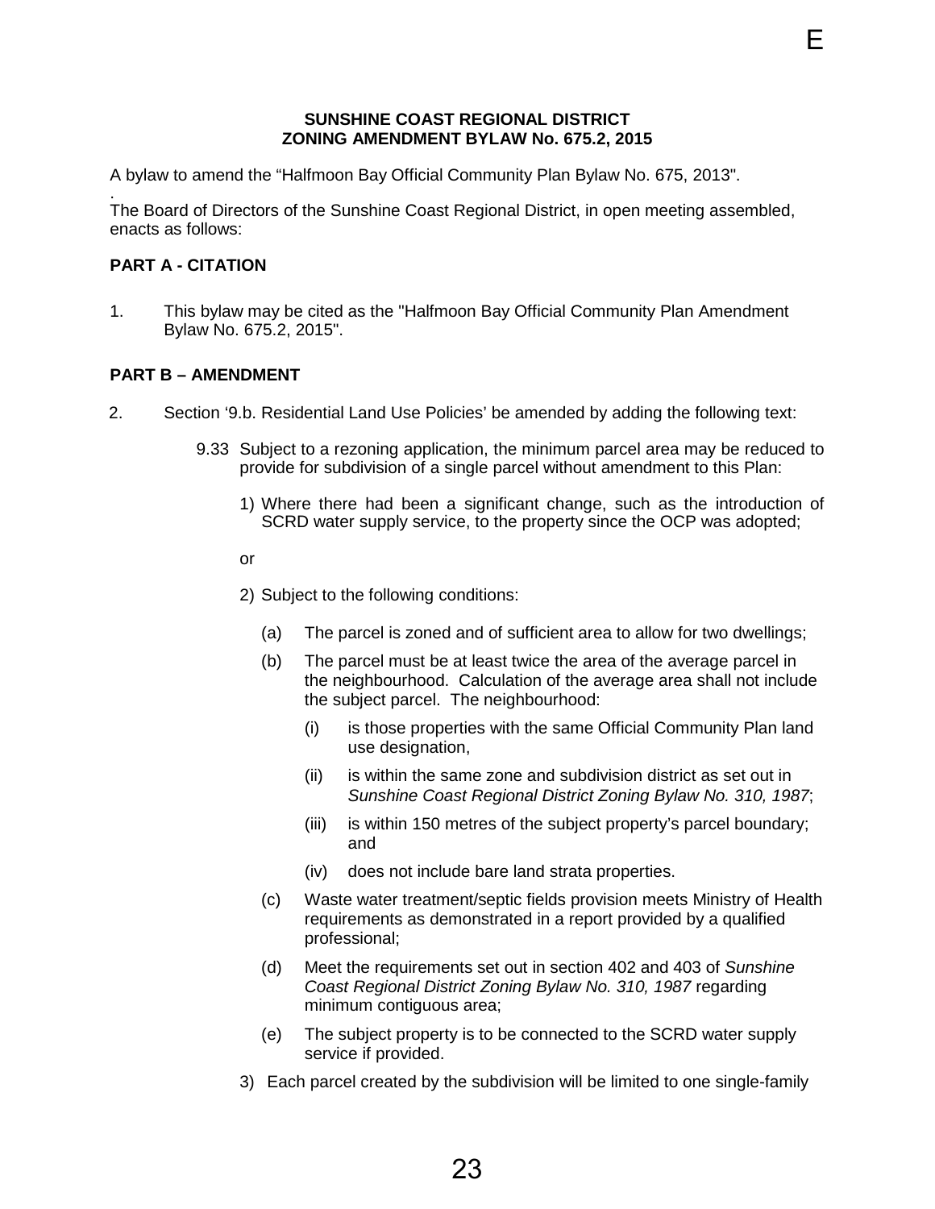**SUNSHINE COAST REGIONAL DISTRICT**
**ZONING AMENDMENT BYLAW No. 675.2, 2015**

A bylaw to amend the "Halfmoon Bay Official Community Plan Bylaw No. 675, 2013".

The Board of Directors of the Sunshine Coast Regional District, in open meeting assembled, enacts as follows:

**PART A - CITATION**

1. This bylaw may be cited as the "Halfmoon Bay Official Community Plan Amendment Bylaw No. 675.2, 2015".

**PART B – AMENDMENT**

2. Section '9.b. Residential Land Use Policies' be amended by adding the following text:

   9.33 Subject to a rezoning application, the minimum parcel area may be reduced to provide for subdivision of a single parcel without amendment to this Plan:

   1) Where there had been a significant change, such as the introduction of SCRD water supply service, to the property since the OCP was adopted;

   or

   2) Subject to the following conditions:

      (a) The parcel is zoned and of sufficient area to allow for two dwellings;

      (b) The parcel must be at least twice the area of the average parcel in the neighbourhood. Calculation of the average area shall not include the subject parcel. The neighbourhood:

         (i) is those properties with the same Official Community Plan land use designation,

         (ii) is within the same zone and subdivision district as set out in *Sunshine Coast Regional District Zoning Bylaw No. 310, 1987*;

         (iii) is within 150 metres of the subject property's parcel boundary; and

         (iv) does not include bare land strata properties.

      (c) Waste water treatment/septic fields provision meets Ministry of Health requirements as demonstrated in a report provided by a qualified professional;

      (d) Meet the requirements set out in section 402 and 403 of *Sunshine Coast Regional District Zoning Bylaw No. 310, 1987* regarding minimum contiguous area;

      (e) The subject property is to be connected to the SCRD water supply service if provided.

   3) Each parcel created by the subdivision will be limited to one single-family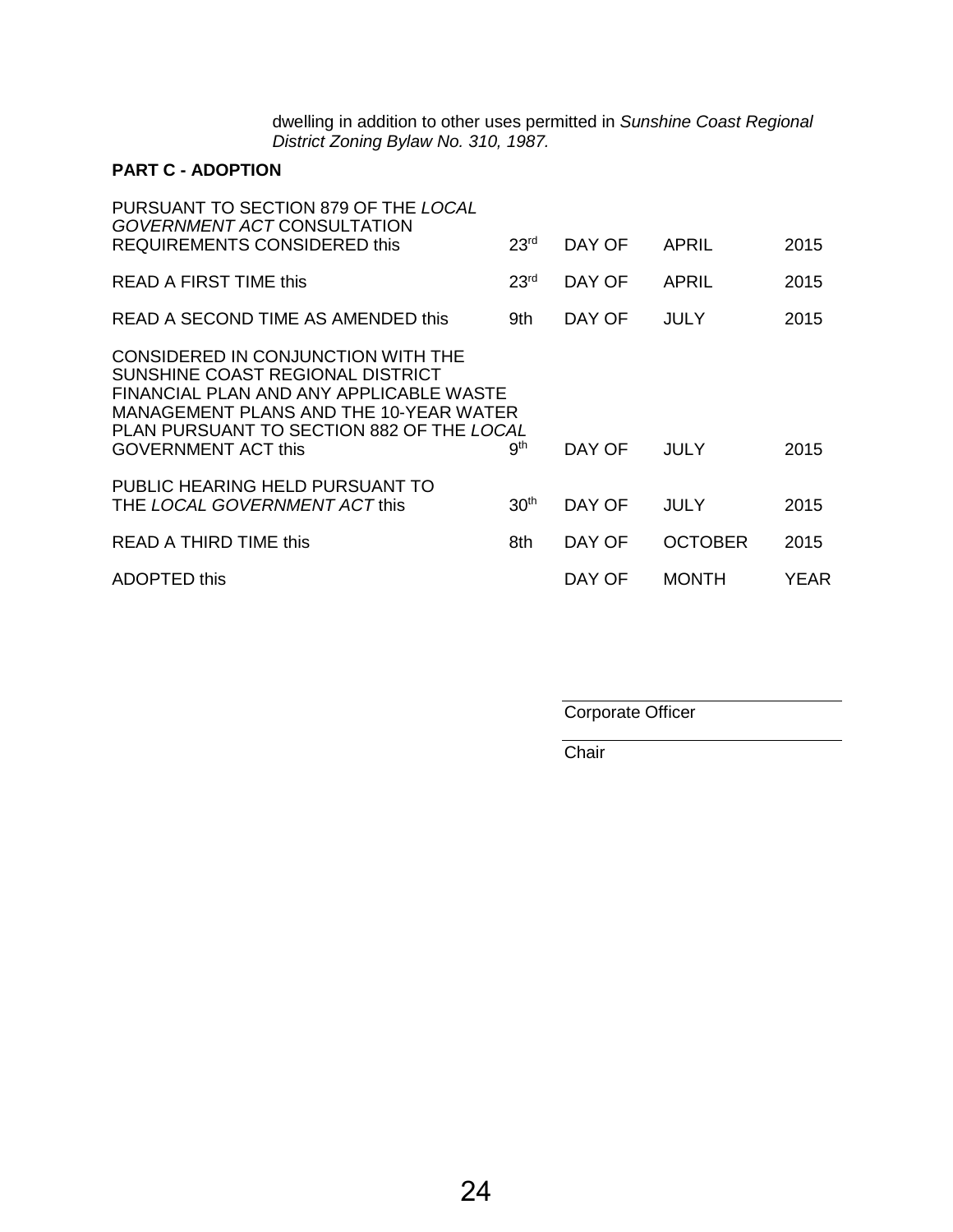dwelling in addition to other uses permitted in *Sunshine Coast Regional District Zoning Bylaw No. 310, 1987.*

**PART C - ADOPTION**

| | | | | |
|---|---|---|---|---|
| PURSUANT TO SECTION 879 OF THE *LOCAL GOVERNMENT ACT* CONSULTATION REQUIREMENTS CONSIDERED this | 23rd | DAY OF | APRIL | 2015 |
| READ A FIRST TIME this | 23rd | DAY OF | APRIL | 2015 |
| READ A SECOND TIME AS AMENDED this | 9th | DAY OF | JULY | 2015 |
| CONSIDERED IN CONJUNCTION WITH THE SUNSHINE COAST REGIONAL DISTRICT FINANCIAL PLAN AND ANY APPLICABLE WASTE MANAGEMENT PLANS AND THE 10-YEAR WATER PLAN PURSUANT TO SECTION 882 OF THE *LOCAL GOVERNMENT ACT* this | 9th | DAY OF | JULY | 2015 |
| PUBLIC HEARING HELD PURSUANT TO THE *LOCAL GOVERNMENT ACT* this | 30th | DAY OF | JULY | 2015 |
| READ A THIRD TIME this | 8th | DAY OF | OCTOBER | 2015 |
| ADOPTED this | | DAY OF | MONTH | YEAR |

Corporate Officer

Chair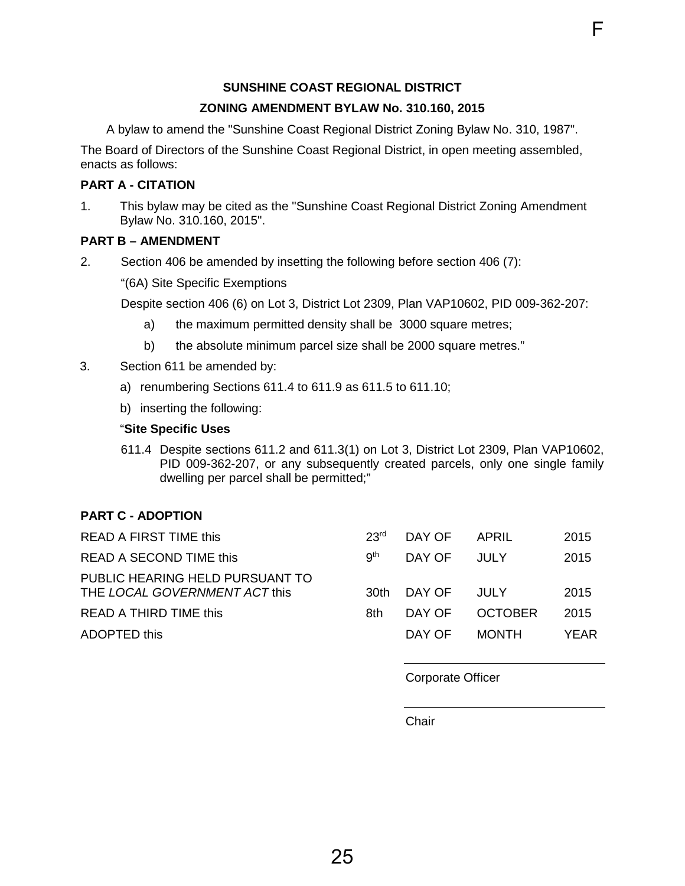**SUNSHINE COAST REGIONAL DISTRICT**

**ZONING AMENDMENT BYLAW No. 310.160, 2015**

A bylaw to amend the "Sunshine Coast Regional District Zoning Bylaw No. 310, 1987".

The Board of Directors of the Sunshine Coast Regional District, in open meeting assembled, enacts as follows:

**PART A - CITATION**

1. This bylaw may be cited as the "Sunshine Coast Regional District Zoning Amendment Bylaw No. 310.160, 2015".

**PART B – AMENDMENT**

2. Section 406 be amended by insetting the following before section 406 (7):

   "(6A) Site Specific Exemptions

   Despite section 406 (6) on Lot 3, District Lot 2309, Plan VAP10602, PID 009-362-207:

   a) the maximum permitted density shall be 3000 square metres;

   b) the absolute minimum parcel size shall be 2000 square metres."

3. Section 611 be amended by:

   a) renumbering Sections 611.4 to 611.9 as 611.5 to 611.10;

   b) inserting the following:

   "**Site Specific Uses**

   611.4 Despite sections 611.2 and 611.3(1) on Lot 3, District Lot 2309, Plan VAP10602, PID 009-362-207, or any subsequently created parcels, only one single family dwelling per parcel shall be permitted;"

**PART C - ADOPTION**

| | | | | |
|---|---|---|---|---|
| READ A FIRST TIME this | 23rd | DAY OF | APRIL | 2015 |
| READ A SECOND TIME this | 9th | DAY OF | JULY | 2015 |
| PUBLIC HEARING HELD PURSUANT TO THE *LOCAL GOVERNMENT ACT* this | 30th | DAY OF | JULY | 2015 |
| READ A THIRD TIME this | 8th | DAY OF | OCTOBER | 2015 |
| ADOPTED this | | DAY OF | MONTH | YEAR |

Corporate Officer

Chair